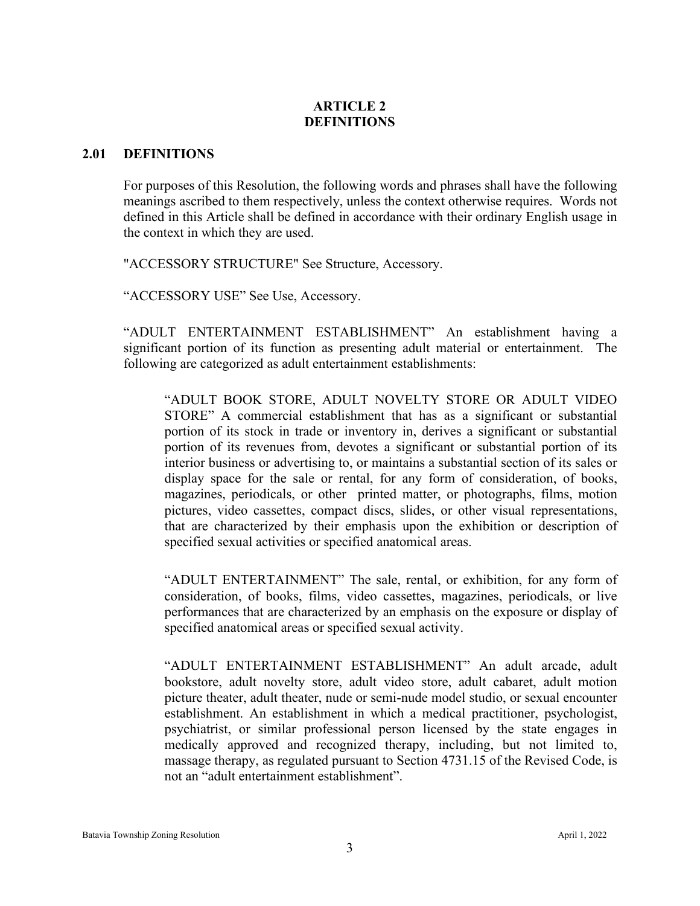# ARTICLE 2
# DEFINITIONS

## 2.01 DEFINITIONS

For purposes of this Resolution, the following words and phrases shall have the following meanings ascribed to them respectively, unless the context otherwise requires. Words not defined in this Article shall be defined in accordance with their ordinary English usage in the context in which they are used.

"ACCESSORY STRUCTURE" See Structure, Accessory.

"ACCESSORY USE" See Use, Accessory.

"ADULT ENTERTAINMENT ESTABLISHMENT" An establishment having a significant portion of its function as presenting adult material or entertainment. The following are categorized as adult entertainment establishments:

> "ADULT BOOK STORE, ADULT NOVELTY STORE OR ADULT VIDEO STORE" A commercial establishment that has as a significant or substantial portion of its stock in trade or inventory in, derives a significant or substantial portion of its revenues from, devotes a significant or substantial portion of its interior business or advertising to, or maintains a substantial section of its sales or display space for the sale or rental, for any form of consideration, of books, magazines, periodicals, or other printed matter, or photographs, films, motion pictures, video cassettes, compact discs, slides, or other visual representations, that are characterized by their emphasis upon the exhibition or description of specified sexual activities or specified anatomical areas.
>
> "ADULT ENTERTAINMENT" The sale, rental, or exhibition, for any form of consideration, of books, films, video cassettes, magazines, periodicals, or live performances that are characterized by an emphasis on the exposure or display of specified anatomical areas or specified sexual activity.
>
> "ADULT ENTERTAINMENT ESTABLISHMENT" An adult arcade, adult bookstore, adult novelty store, adult video store, adult cabaret, adult motion picture theater, adult theater, nude or semi-nude model studio, or sexual encounter establishment. An establishment in which a medical practitioner, psychologist, psychiatrist, or similar professional person licensed by the state engages in medically approved and recognized therapy, including, but not limited to, massage therapy, as regulated pursuant to Section 4731.15 of the Revised Code, is not an "adult entertainment establishment".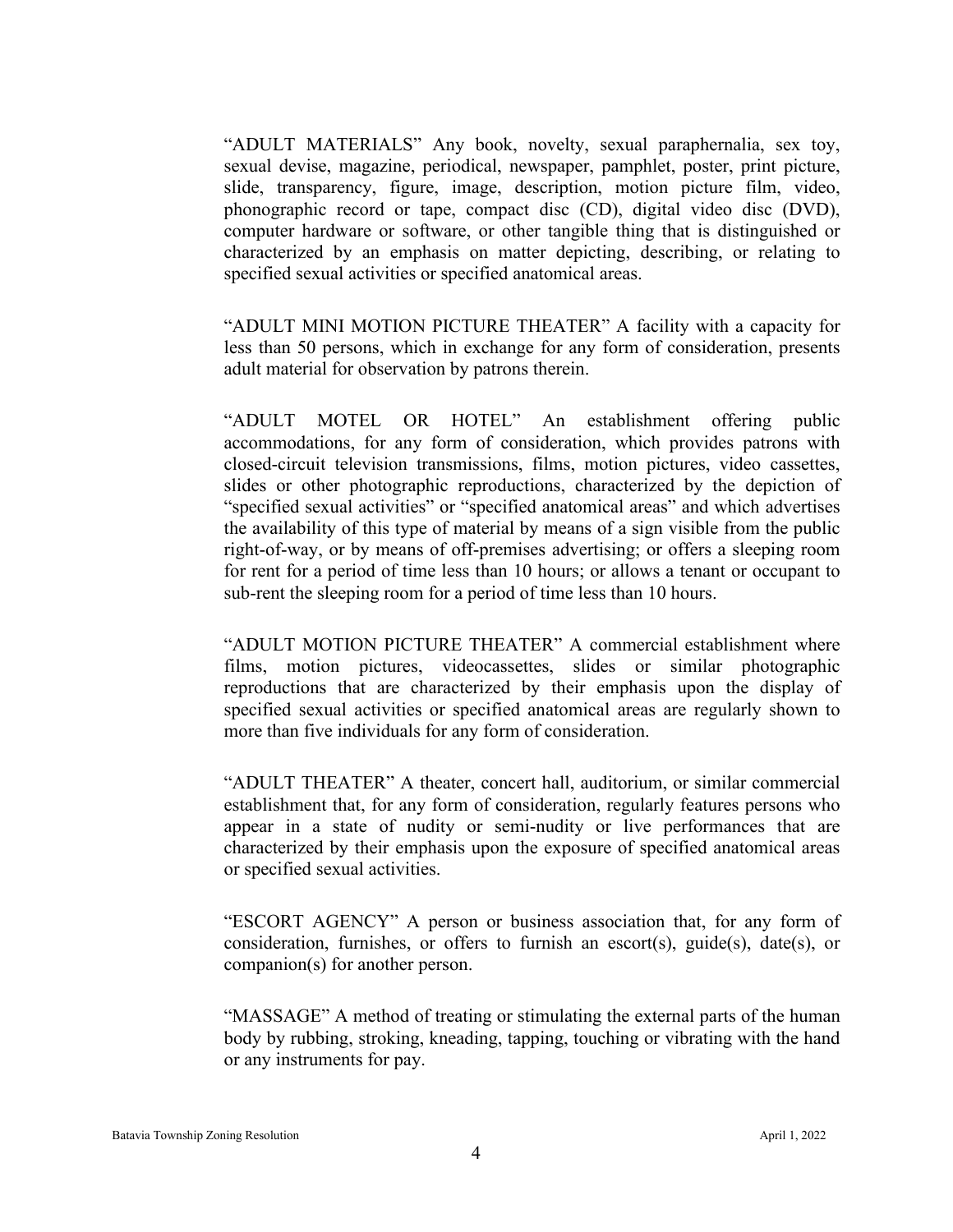"ADULT MATERIALS" Any book, novelty, sexual paraphernalia, sex toy, sexual devise, magazine, periodical, newspaper, pamphlet, poster, print picture, slide, transparency, figure, image, description, motion picture film, video, phonographic record or tape, compact disc (CD), digital video disc (DVD), computer hardware or software, or other tangible thing that is distinguished or characterized by an emphasis on matter depicting, describing, or relating to specified sexual activities or specified anatomical areas.

"ADULT MINI MOTION PICTURE THEATER" A facility with a capacity for less than 50 persons, which in exchange for any form of consideration, presents adult material for observation by patrons therein.

"ADULT MOTEL OR HOTEL" An establishment offering public accommodations, for any form of consideration, which provides patrons with closed-circuit television transmissions, films, motion pictures, video cassettes, slides or other photographic reproductions, characterized by the depiction of "specified sexual activities" or "specified anatomical areas" and which advertises the availability of this type of material by means of a sign visible from the public right-of-way, or by means of off-premises advertising; or offers a sleeping room for rent for a period of time less than 10 hours; or allows a tenant or occupant to sub-rent the sleeping room for a period of time less than 10 hours.

"ADULT MOTION PICTURE THEATER" A commercial establishment where films, motion pictures, videocassettes, slides or similar photographic reproductions that are characterized by their emphasis upon the display of specified sexual activities or specified anatomical areas are regularly shown to more than five individuals for any form of consideration.

"ADULT THEATER" A theater, concert hall, auditorium, or similar commercial establishment that, for any form of consideration, regularly features persons who appear in a state of nudity or semi-nudity or live performances that are characterized by their emphasis upon the exposure of specified anatomical areas or specified sexual activities.

"ESCORT AGENCY" A person or business association that, for any form of consideration, furnishes, or offers to furnish an escort(s), guide(s), date(s), or companion(s) for another person.

"MASSAGE" A method of treating or stimulating the external parts of the human body by rubbing, stroking, kneading, tapping, touching or vibrating with the hand or any instruments for pay.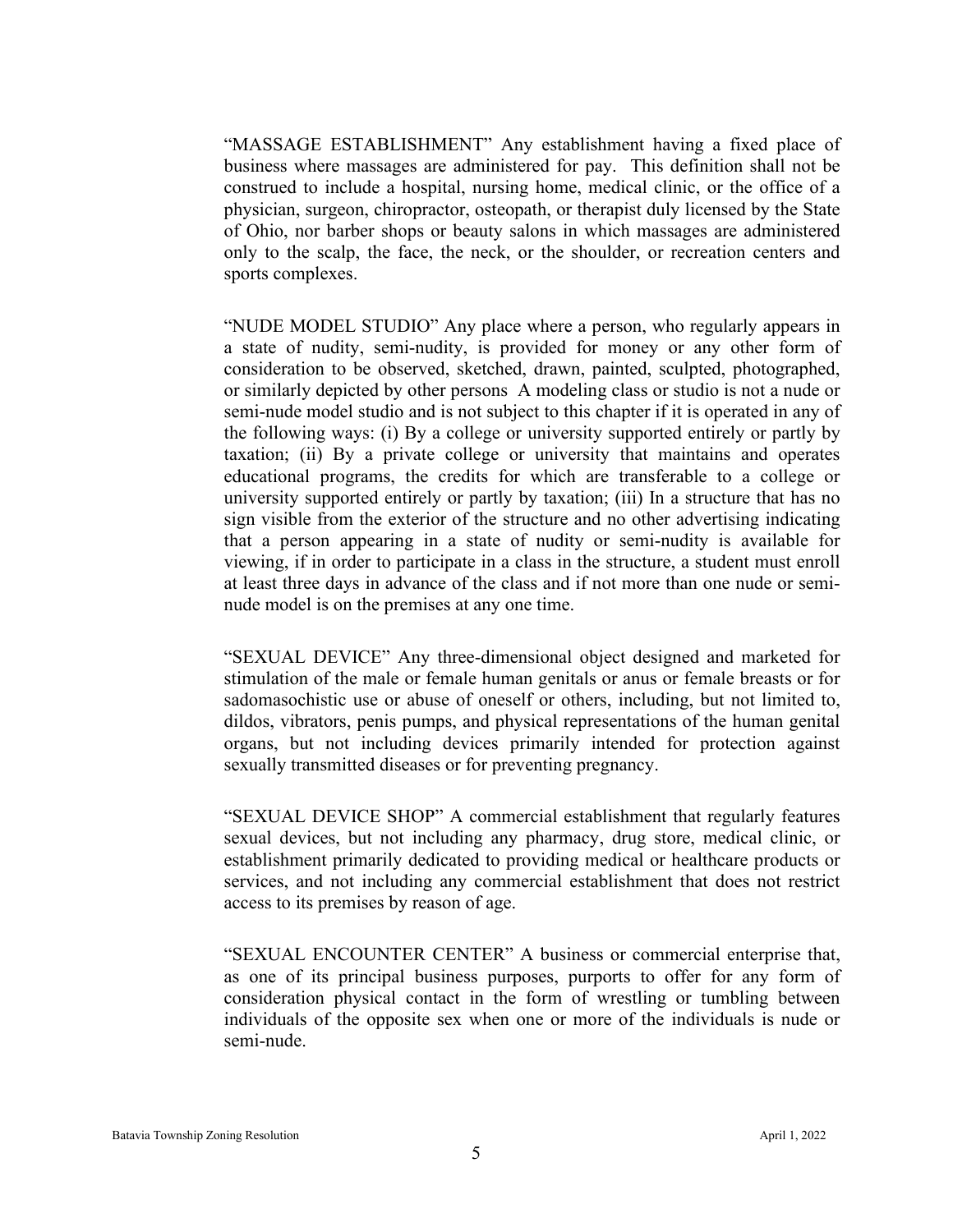"MASSAGE ESTABLISHMENT" Any establishment having a fixed place of business where massages are administered for pay. This definition shall not be construed to include a hospital, nursing home, medical clinic, or the office of a physician, surgeon, chiropractor, osteopath, or therapist duly licensed by the State of Ohio, nor barber shops or beauty salons in which massages are administered only to the scalp, the face, the neck, or the shoulder, or recreation centers and sports complexes.

"NUDE MODEL STUDIO" Any place where a person, who regularly appears in a state of nudity, semi-nudity, is provided for money or any other form of consideration to be observed, sketched, drawn, painted, sculpted, photographed, or similarly depicted by other persons A modeling class or studio is not a nude or semi-nude model studio and is not subject to this chapter if it is operated in any of the following ways: (i) By a college or university supported entirely or partly by taxation; (ii) By a private college or university that maintains and operates educational programs, the credits for which are transferable to a college or university supported entirely or partly by taxation; (iii) In a structure that has no sign visible from the exterior of the structure and no other advertising indicating that a person appearing in a state of nudity or semi-nudity is available for viewing, if in order to participate in a class in the structure, a student must enroll at least three days in advance of the class and if not more than one nude or semi-nude model is on the premises at any one time.

"SEXUAL DEVICE" Any three-dimensional object designed and marketed for stimulation of the male or female human genitals or anus or female breasts or for sadomasochistic use or abuse of oneself or others, including, but not limited to, dildos, vibrators, penis pumps, and physical representations of the human genital organs, but not including devices primarily intended for protection against sexually transmitted diseases or for preventing pregnancy.

"SEXUAL DEVICE SHOP" A commercial establishment that regularly features sexual devices, but not including any pharmacy, drug store, medical clinic, or establishment primarily dedicated to providing medical or healthcare products or services, and not including any commercial establishment that does not restrict access to its premises by reason of age.

"SEXUAL ENCOUNTER CENTER" A business or commercial enterprise that, as one of its principal business purposes, purports to offer for any form of consideration physical contact in the form of wrestling or tumbling between individuals of the opposite sex when one or more of the individuals is nude or semi-nude.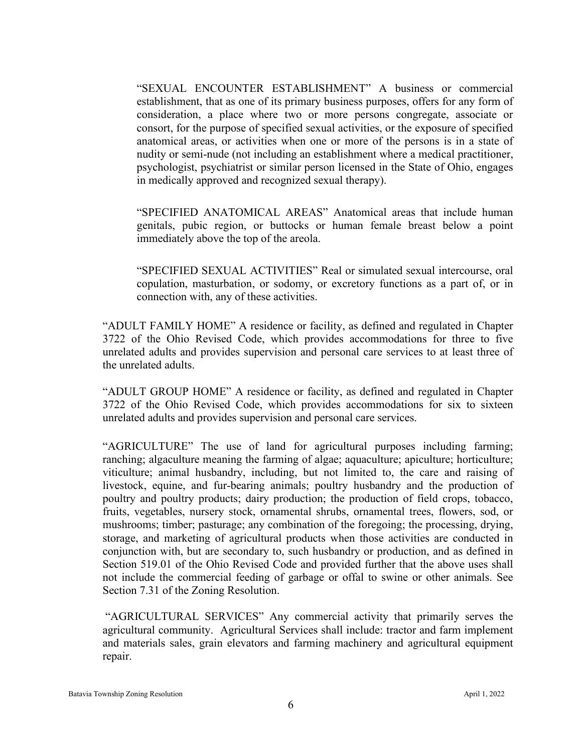"SEXUAL ENCOUNTER ESTABLISHMENT" A business or commercial establishment, that as one of its primary business purposes, offers for any form of consideration, a place where two or more persons congregate, associate or consort, for the purpose of specified sexual activities, or the exposure of specified anatomical areas, or activities when one or more of the persons is in a state of nudity or semi-nude (not including an establishment where a medical practitioner, psychologist, psychiatrist or similar person licensed in the State of Ohio, engages in medically approved and recognized sexual therapy).

"SPECIFIED ANATOMICAL AREAS" Anatomical areas that include human genitals, pubic region, or buttocks or human female breast below a point immediately above the top of the areola.

"SPECIFIED SEXUAL ACTIVITIES" Real or simulated sexual intercourse, oral copulation, masturbation, or sodomy, or excretory functions as a part of, or in connection with, any of these activities.

"ADULT FAMILY HOME" A residence or facility, as defined and regulated in Chapter 3722 of the Ohio Revised Code, which provides accommodations for three to five unrelated adults and provides supervision and personal care services to at least three of the unrelated adults.

"ADULT GROUP HOME" A residence or facility, as defined and regulated in Chapter 3722 of the Ohio Revised Code, which provides accommodations for six to sixteen unrelated adults and provides supervision and personal care services.

"AGRICULTURE" The use of land for agricultural purposes including farming; ranching; algaculture meaning the farming of algae; aquaculture; apiculture; horticulture; viticulture; animal husbandry, including, but not limited to, the care and raising of livestock, equine, and fur-bearing animals; poultry husbandry and the production of poultry and poultry products; dairy production; the production of field crops, tobacco, fruits, vegetables, nursery stock, ornamental shrubs, ornamental trees, flowers, sod, or mushrooms; timber; pasturage; any combination of the foregoing; the processing, drying, storage, and marketing of agricultural products when those activities are conducted in conjunction with, but are secondary to, such husbandry or production, and as defined in Section 519.01 of the Ohio Revised Code and provided further that the above uses shall not include the commercial feeding of garbage or offal to swine or other animals. See Section 7.31 of the Zoning Resolution.

"AGRICULTURAL SERVICES" Any commercial activity that primarily serves the agricultural community. Agricultural Services shall include: tractor and farm implement and materials sales, grain elevators and farming machinery and agricultural equipment repair.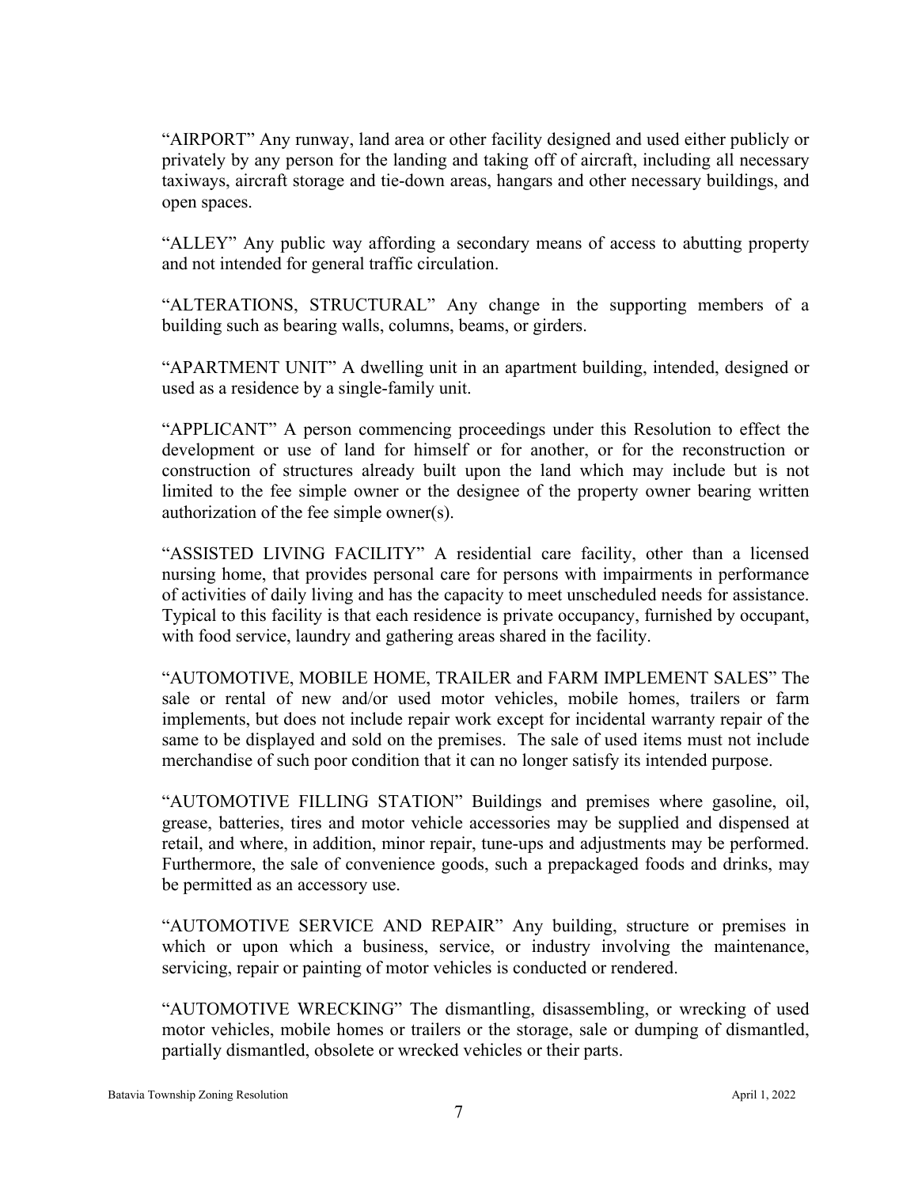"AIRPORT" Any runway, land area or other facility designed and used either publicly or privately by any person for the landing and taking off of aircraft, including all necessary taxiways, aircraft storage and tie-down areas, hangars and other necessary buildings, and open spaces.

"ALLEY" Any public way affording a secondary means of access to abutting property and not intended for general traffic circulation.

"ALTERATIONS, STRUCTURAL" Any change in the supporting members of a building such as bearing walls, columns, beams, or girders.

"APARTMENT UNIT" A dwelling unit in an apartment building, intended, designed or used as a residence by a single-family unit.

"APPLICANT" A person commencing proceedings under this Resolution to effect the development or use of land for himself or for another, or for the reconstruction or construction of structures already built upon the land which may include but is not limited to the fee simple owner or the designee of the property owner bearing written authorization of the fee simple owner(s).

"ASSISTED LIVING FACILITY" A residential care facility, other than a licensed nursing home, that provides personal care for persons with impairments in performance of activities of daily living and has the capacity to meet unscheduled needs for assistance. Typical to this facility is that each residence is private occupancy, furnished by occupant, with food service, laundry and gathering areas shared in the facility.

"AUTOMOTIVE, MOBILE HOME, TRAILER and FARM IMPLEMENT SALES" The sale or rental of new and/or used motor vehicles, mobile homes, trailers or farm implements, but does not include repair work except for incidental warranty repair of the same to be displayed and sold on the premises. The sale of used items must not include merchandise of such poor condition that it can no longer satisfy its intended purpose.

"AUTOMOTIVE FILLING STATION" Buildings and premises where gasoline, oil, grease, batteries, tires and motor vehicle accessories may be supplied and dispensed at retail, and where, in addition, minor repair, tune-ups and adjustments may be performed. Furthermore, the sale of convenience goods, such a prepackaged foods and drinks, may be permitted as an accessory use.

"AUTOMOTIVE SERVICE AND REPAIR" Any building, structure or premises in which or upon which a business, service, or industry involving the maintenance, servicing, repair or painting of motor vehicles is conducted or rendered.

"AUTOMOTIVE WRECKING" The dismantling, disassembling, or wrecking of used motor vehicles, mobile homes or trailers or the storage, sale or dumping of dismantled, partially dismantled, obsolete or wrecked vehicles or their parts.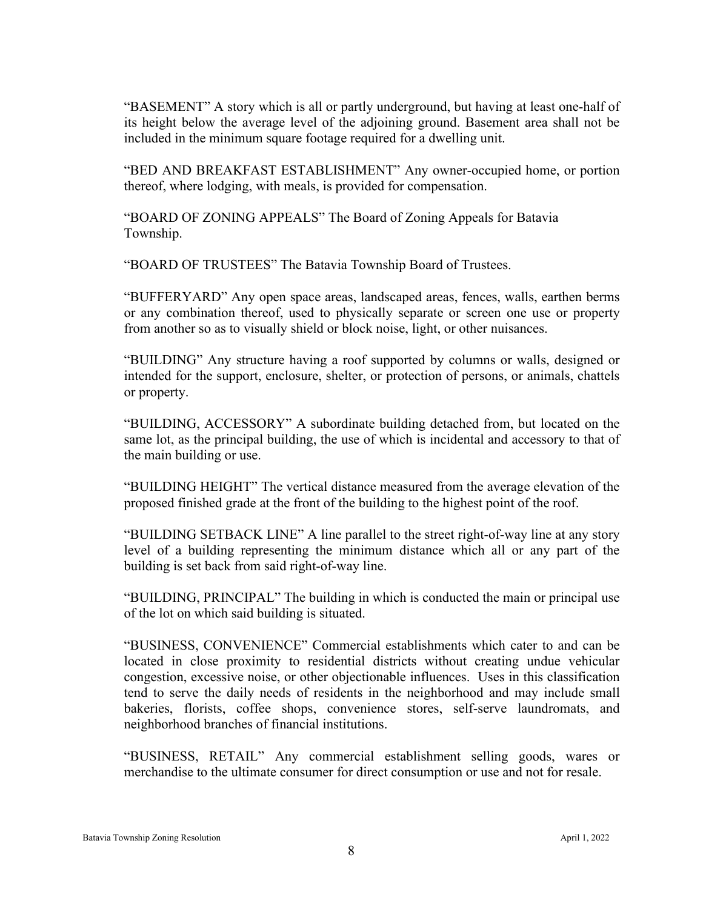"BASEMENT" A story which is all or partly underground, but having at least one-half of its height below the average level of the adjoining ground. Basement area shall not be included in the minimum square footage required for a dwelling unit.

"BED AND BREAKFAST ESTABLISHMENT" Any owner-occupied home, or portion thereof, where lodging, with meals, is provided for compensation.

"BOARD OF ZONING APPEALS" The Board of Zoning Appeals for Batavia Township.

"BOARD OF TRUSTEES" The Batavia Township Board of Trustees.

"BUFFERYARD" Any open space areas, landscaped areas, fences, walls, earthen berms or any combination thereof, used to physically separate or screen one use or property from another so as to visually shield or block noise, light, or other nuisances.

"BUILDING" Any structure having a roof supported by columns or walls, designed or intended for the support, enclosure, shelter, or protection of persons, or animals, chattels or property.

"BUILDING, ACCESSORY" A subordinate building detached from, but located on the same lot, as the principal building, the use of which is incidental and accessory to that of the main building or use.

"BUILDING HEIGHT" The vertical distance measured from the average elevation of the proposed finished grade at the front of the building to the highest point of the roof.

"BUILDING SETBACK LINE" A line parallel to the street right-of-way line at any story level of a building representing the minimum distance which all or any part of the building is set back from said right-of-way line.

"BUILDING, PRINCIPAL" The building in which is conducted the main or principal use of the lot on which said building is situated.

"BUSINESS, CONVENIENCE" Commercial establishments which cater to and can be located in close proximity to residential districts without creating undue vehicular congestion, excessive noise, or other objectionable influences. Uses in this classification tend to serve the daily needs of residents in the neighborhood and may include small bakeries, florists, coffee shops, convenience stores, self-serve laundromats, and neighborhood branches of financial institutions.

"BUSINESS, RETAIL" Any commercial establishment selling goods, wares or merchandise to the ultimate consumer for direct consumption or use and not for resale.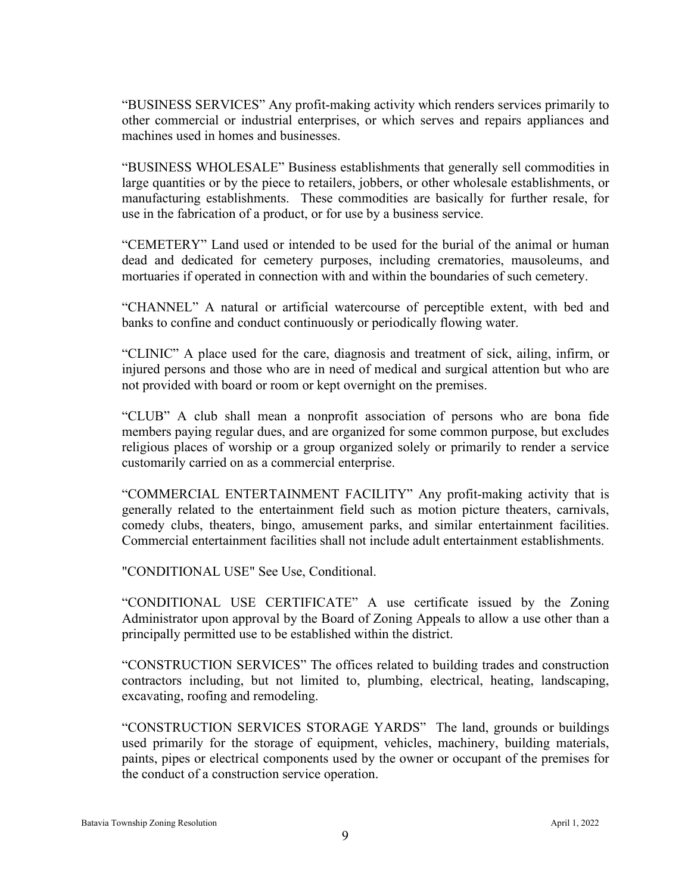"BUSINESS SERVICES" Any profit-making activity which renders services primarily to other commercial or industrial enterprises, or which serves and repairs appliances and machines used in homes and businesses.

"BUSINESS WHOLESALE" Business establishments that generally sell commodities in large quantities or by the piece to retailers, jobbers, or other wholesale establishments, or manufacturing establishments. These commodities are basically for further resale, for use in the fabrication of a product, or for use by a business service.

"CEMETERY" Land used or intended to be used for the burial of the animal or human dead and dedicated for cemetery purposes, including crematories, mausoleums, and mortuaries if operated in connection with and within the boundaries of such cemetery.

"CHANNEL" A natural or artificial watercourse of perceptible extent, with bed and banks to confine and conduct continuously or periodically flowing water.

"CLINIC" A place used for the care, diagnosis and treatment of sick, ailing, infirm, or injured persons and those who are in need of medical and surgical attention but who are not provided with board or room or kept overnight on the premises.

"CLUB" A club shall mean a nonprofit association of persons who are bona fide members paying regular dues, and are organized for some common purpose, but excludes religious places of worship or a group organized solely or primarily to render a service customarily carried on as a commercial enterprise.

"COMMERCIAL ENTERTAINMENT FACILITY" Any profit-making activity that is generally related to the entertainment field such as motion picture theaters, carnivals, comedy clubs, theaters, bingo, amusement parks, and similar entertainment facilities. Commercial entertainment facilities shall not include adult entertainment establishments.

"CONDITIONAL USE" See Use, Conditional.

"CONDITIONAL USE CERTIFICATE" A use certificate issued by the Zoning Administrator upon approval by the Board of Zoning Appeals to allow a use other than a principally permitted use to be established within the district.

"CONSTRUCTION SERVICES" The offices related to building trades and construction contractors including, but not limited to, plumbing, electrical, heating, landscaping, excavating, roofing and remodeling.

"CONSTRUCTION SERVICES STORAGE YARDS" The land, grounds or buildings used primarily for the storage of equipment, vehicles, machinery, building materials, paints, pipes or electrical components used by the owner or occupant of the premises for the conduct of a construction service operation.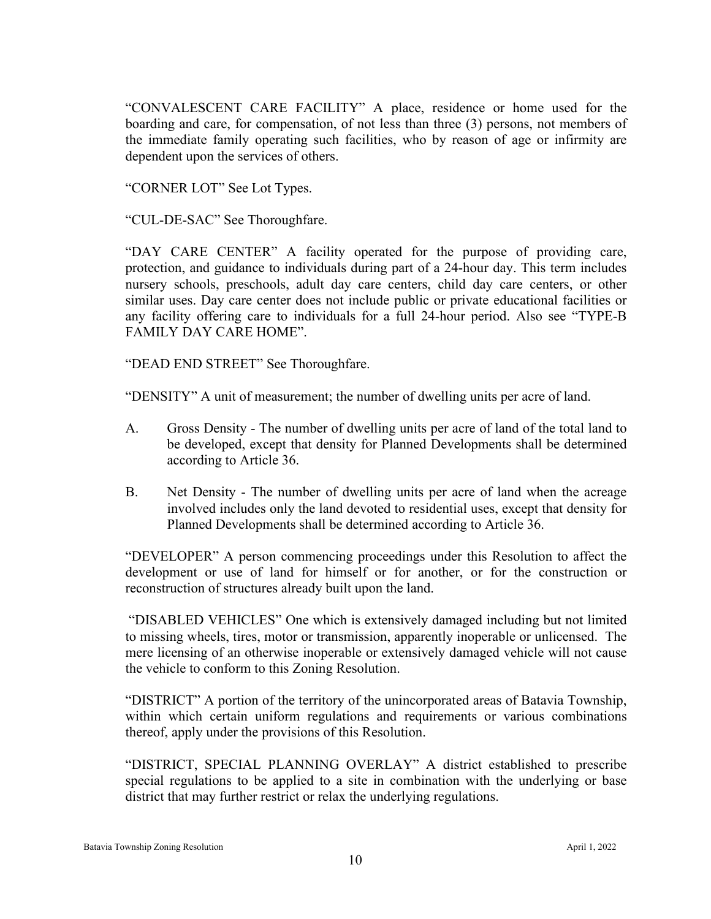"CONVALESCENT CARE FACILITY" A place, residence or home used for the boarding and care, for compensation, of not less than three (3) persons, not members of the immediate family operating such facilities, who by reason of age or infirmity are dependent upon the services of others.

"CORNER LOT" See Lot Types.

"CUL-DE-SAC" See Thoroughfare.

"DAY CARE CENTER" A facility operated for the purpose of providing care, protection, and guidance to individuals during part of a 24-hour day. This term includes nursery schools, preschools, adult day care centers, child day care centers, or other similar uses. Day care center does not include public or private educational facilities or any facility offering care to individuals for a full 24-hour period. Also see "TYPE-B FAMILY DAY CARE HOME".

"DEAD END STREET" See Thoroughfare.

"DENSITY" A unit of measurement; the number of dwelling units per acre of land.

A. Gross Density - The number of dwelling units per acre of land of the total land to be developed, except that density for Planned Developments shall be determined according to Article 36.

B. Net Density - The number of dwelling units per acre of land when the acreage involved includes only the land devoted to residential uses, except that density for Planned Developments shall be determined according to Article 36.

"DEVELOPER" A person commencing proceedings under this Resolution to affect the development or use of land for himself or for another, or for the construction or reconstruction of structures already built upon the land.

"DISABLED VEHICLES" One which is extensively damaged including but not limited to missing wheels, tires, motor or transmission, apparently inoperable or unlicensed. The mere licensing of an otherwise inoperable or extensively damaged vehicle will not cause the vehicle to conform to this Zoning Resolution.

"DISTRICT" A portion of the territory of the unincorporated areas of Batavia Township, within which certain uniform regulations and requirements or various combinations thereof, apply under the provisions of this Resolution.

"DISTRICT, SPECIAL PLANNING OVERLAY" A district established to prescribe special regulations to be applied to a site in combination with the underlying or base district that may further restrict or relax the underlying regulations.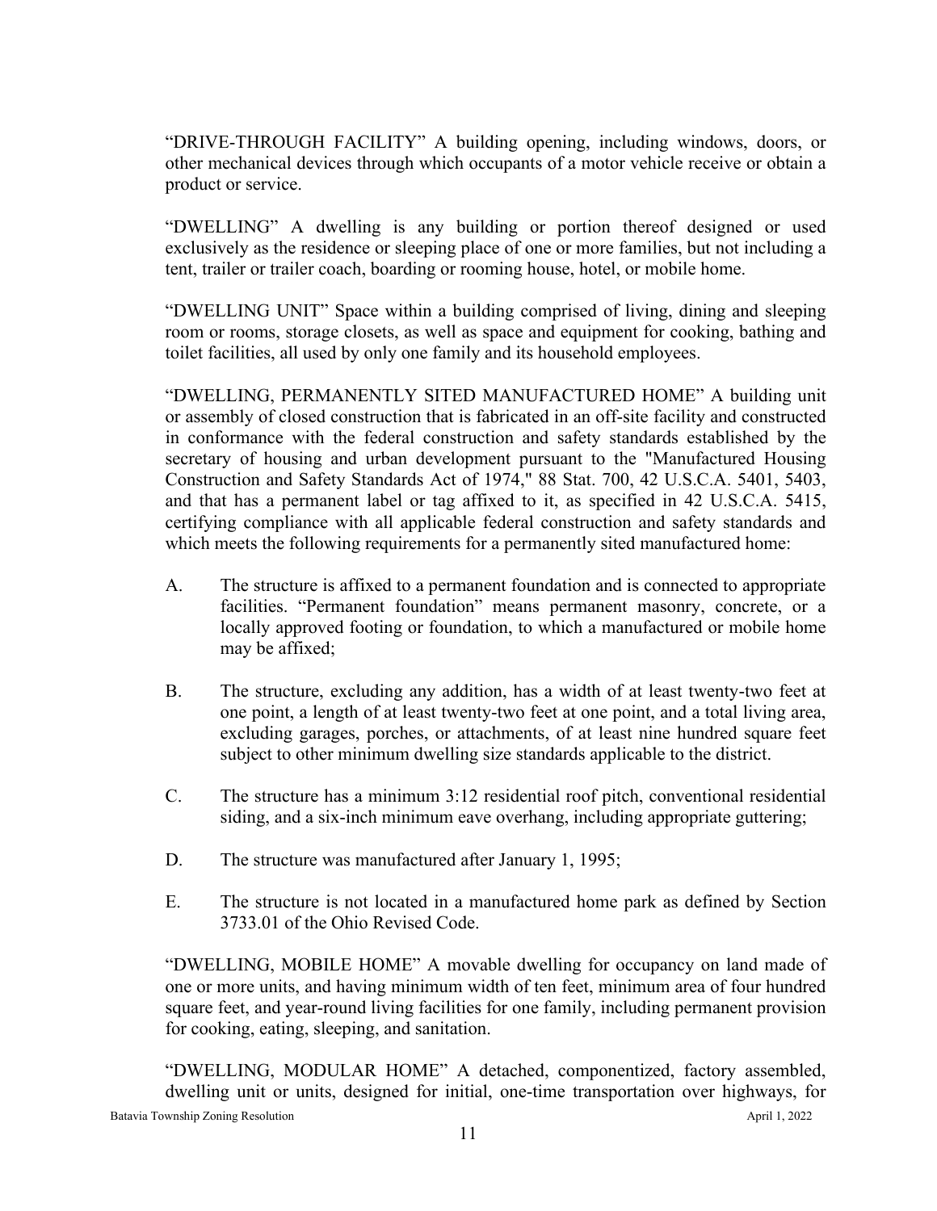"DRIVE-THROUGH FACILITY" A building opening, including windows, doors, or other mechanical devices through which occupants of a motor vehicle receive or obtain a product or service.

"DWELLING" A dwelling is any building or portion thereof designed or used exclusively as the residence or sleeping place of one or more families, but not including a tent, trailer or trailer coach, boarding or rooming house, hotel, or mobile home.

"DWELLING UNIT" Space within a building comprised of living, dining and sleeping room or rooms, storage closets, as well as space and equipment for cooking, bathing and toilet facilities, all used by only one family and its household employees.

"DWELLING, PERMANENTLY SITED MANUFACTURED HOME" A building unit or assembly of closed construction that is fabricated in an off-site facility and constructed in conformance with the federal construction and safety standards established by the secretary of housing and urban development pursuant to the "Manufactured Housing Construction and Safety Standards Act of 1974," 88 Stat. 700, 42 U.S.C.A. 5401, 5403, and that has a permanent label or tag affixed to it, as specified in 42 U.S.C.A. 5415, certifying compliance with all applicable federal construction and safety standards and which meets the following requirements for a permanently sited manufactured home:

A. The structure is affixed to a permanent foundation and is connected to appropriate facilities. "Permanent foundation" means permanent masonry, concrete, or a locally approved footing or foundation, to which a manufactured or mobile home may be affixed;

B. The structure, excluding any addition, has a width of at least twenty-two feet at one point, a length of at least twenty-two feet at one point, and a total living area, excluding garages, porches, or attachments, of at least nine hundred square feet subject to other minimum dwelling size standards applicable to the district.

C. The structure has a minimum 3:12 residential roof pitch, conventional residential siding, and a six-inch minimum eave overhang, including appropriate guttering;

D. The structure was manufactured after January 1, 1995;

E. The structure is not located in a manufactured home park as defined by Section 3733.01 of the Ohio Revised Code.

"DWELLING, MOBILE HOME" A movable dwelling for occupancy on land made of one or more units, and having minimum width of ten feet, minimum area of four hundred square feet, and year-round living facilities for one family, including permanent provision for cooking, eating, sleeping, and sanitation.

"DWELLING, MODULAR HOME" A detached, componentized, factory assembled, dwelling unit or units, designed for initial, one-time transportation over highways, for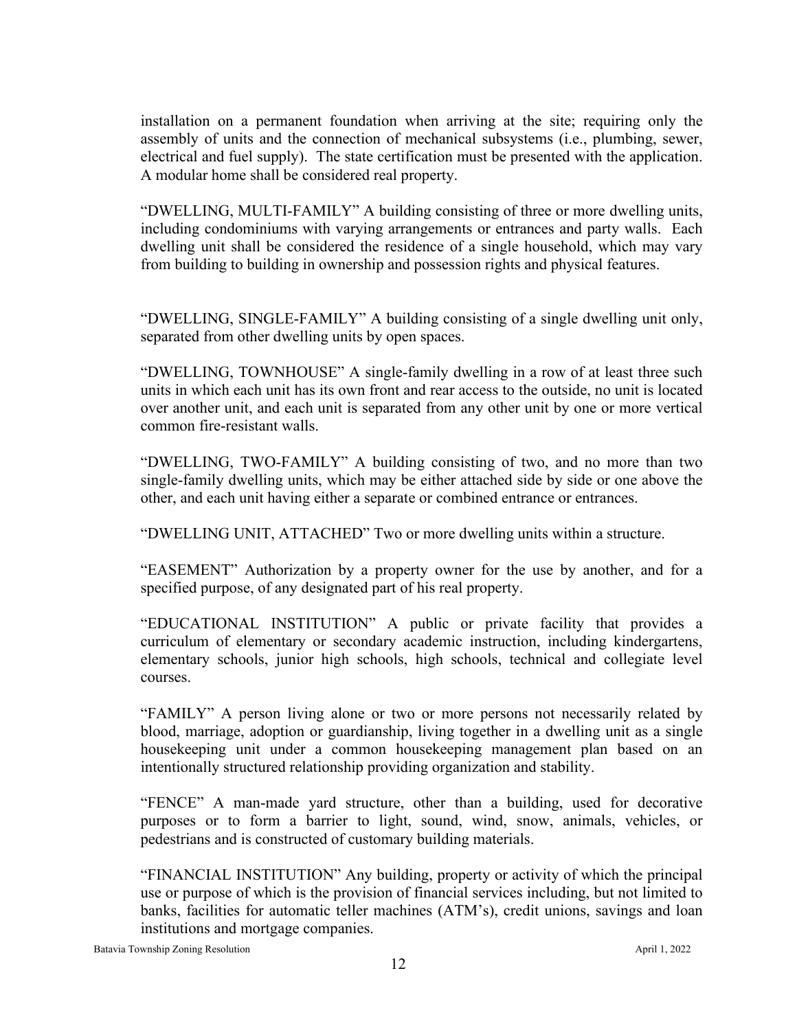installation on a permanent foundation when arriving at the site; requiring only the assembly of units and the connection of mechanical subsystems (i.e., plumbing, sewer, electrical and fuel supply). The state certification must be presented with the application. A modular home shall be considered real property.

"DWELLING, MULTI-FAMILY" A building consisting of three or more dwelling units, including condominiums with varying arrangements or entrances and party walls. Each dwelling unit shall be considered the residence of a single household, which may vary from building to building in ownership and possession rights and physical features.

"DWELLING, SINGLE-FAMILY" A building consisting of a single dwelling unit only, separated from other dwelling units by open spaces.

"DWELLING, TOWNHOUSE" A single-family dwelling in a row of at least three such units in which each unit has its own front and rear access to the outside, no unit is located over another unit, and each unit is separated from any other unit by one or more vertical common fire-resistant walls.

"DWELLING, TWO-FAMILY" A building consisting of two, and no more than two single-family dwelling units, which may be either attached side by side or one above the other, and each unit having either a separate or combined entrance or entrances.

"DWELLING UNIT, ATTACHED" Two or more dwelling units within a structure.

"EASEMENT" Authorization by a property owner for the use by another, and for a specified purpose, of any designated part of his real property.

"EDUCATIONAL INSTITUTION" A public or private facility that provides a curriculum of elementary or secondary academic instruction, including kindergartens, elementary schools, junior high schools, high schools, technical and collegiate level courses.

"FAMILY" A person living alone or two or more persons not necessarily related by blood, marriage, adoption or guardianship, living together in a dwelling unit as a single housekeeping unit under a common housekeeping management plan based on an intentionally structured relationship providing organization and stability.

"FENCE" A man-made yard structure, other than a building, used for decorative purposes or to form a barrier to light, sound, wind, snow, animals, vehicles, or pedestrians and is constructed of customary building materials.

"FINANCIAL INSTITUTION" Any building, property or activity of which the principal use or purpose of which is the provision of financial services including, but not limited to banks, facilities for automatic teller machines (ATM's), credit unions, savings and loan institutions and mortgage companies.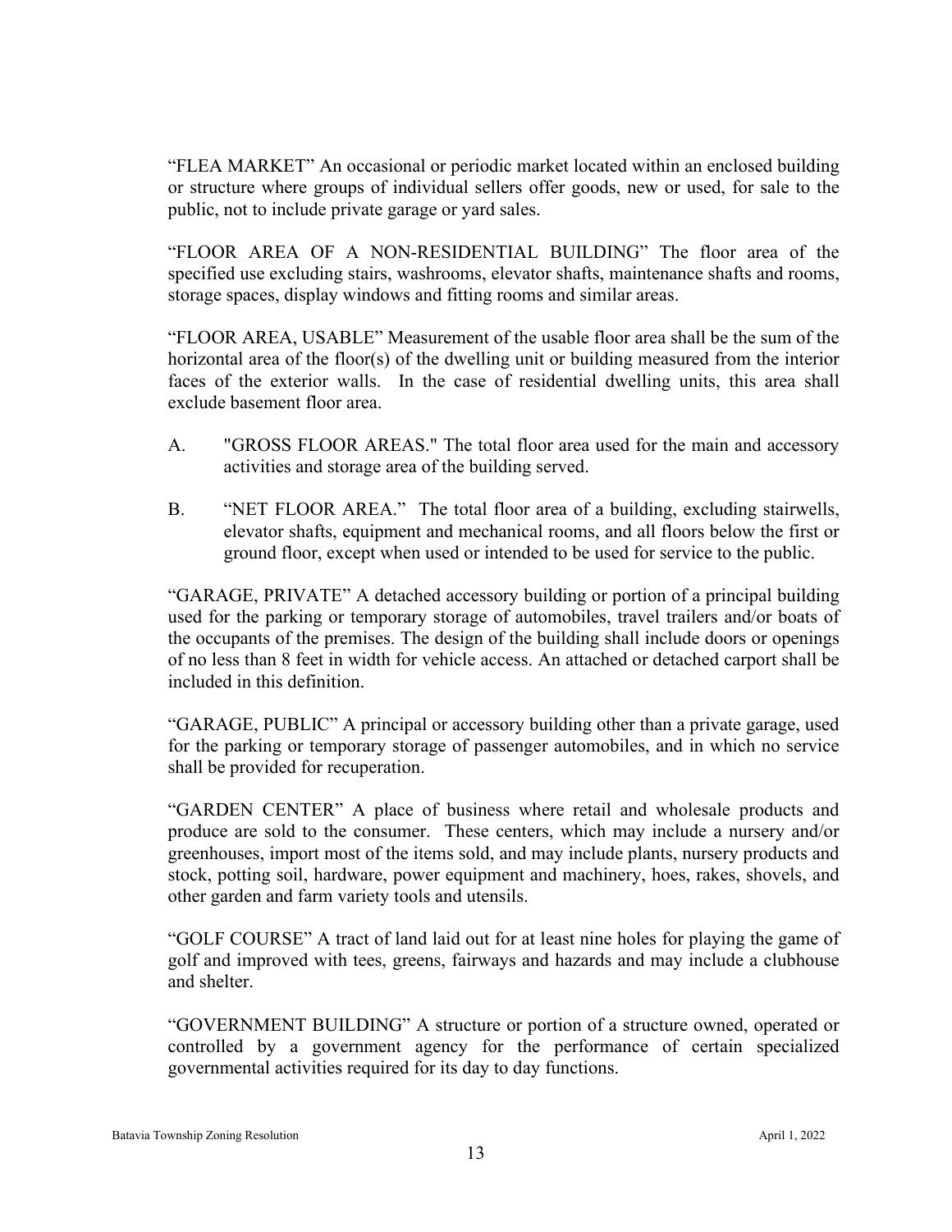"FLEA MARKET" An occasional or periodic market located within an enclosed building or structure where groups of individual sellers offer goods, new or used, for sale to the public, not to include private garage or yard sales.

"FLOOR AREA OF A NON-RESIDENTIAL BUILDING" The floor area of the specified use excluding stairs, washrooms, elevator shafts, maintenance shafts and rooms, storage spaces, display windows and fitting rooms and similar areas.

"FLOOR AREA, USABLE" Measurement of the usable floor area shall be the sum of the horizontal area of the floor(s) of the dwelling unit or building measured from the interior faces of the exterior walls. In the case of residential dwelling units, this area shall exclude basement floor area.

A. "GROSS FLOOR AREAS." The total floor area used for the main and accessory activities and storage area of the building served.

B. "NET FLOOR AREA." The total floor area of a building, excluding stairwells, elevator shafts, equipment and mechanical rooms, and all floors below the first or ground floor, except when used or intended to be used for service to the public.

"GARAGE, PRIVATE" A detached accessory building or portion of a principal building used for the parking or temporary storage of automobiles, travel trailers and/or boats of the occupants of the premises. The design of the building shall include doors or openings of no less than 8 feet in width for vehicle access. An attached or detached carport shall be included in this definition.

"GARAGE, PUBLIC" A principal or accessory building other than a private garage, used for the parking or temporary storage of passenger automobiles, and in which no service shall be provided for recuperation.

"GARDEN CENTER" A place of business where retail and wholesale products and produce are sold to the consumer. These centers, which may include a nursery and/or greenhouses, import most of the items sold, and may include plants, nursery products and stock, potting soil, hardware, power equipment and machinery, hoes, rakes, shovels, and other garden and farm variety tools and utensils.

"GOLF COURSE" A tract of land laid out for at least nine holes for playing the game of golf and improved with tees, greens, fairways and hazards and may include a clubhouse and shelter.

"GOVERNMENT BUILDING" A structure or portion of a structure owned, operated or controlled by a government agency for the performance of certain specialized governmental activities required for its day to day functions.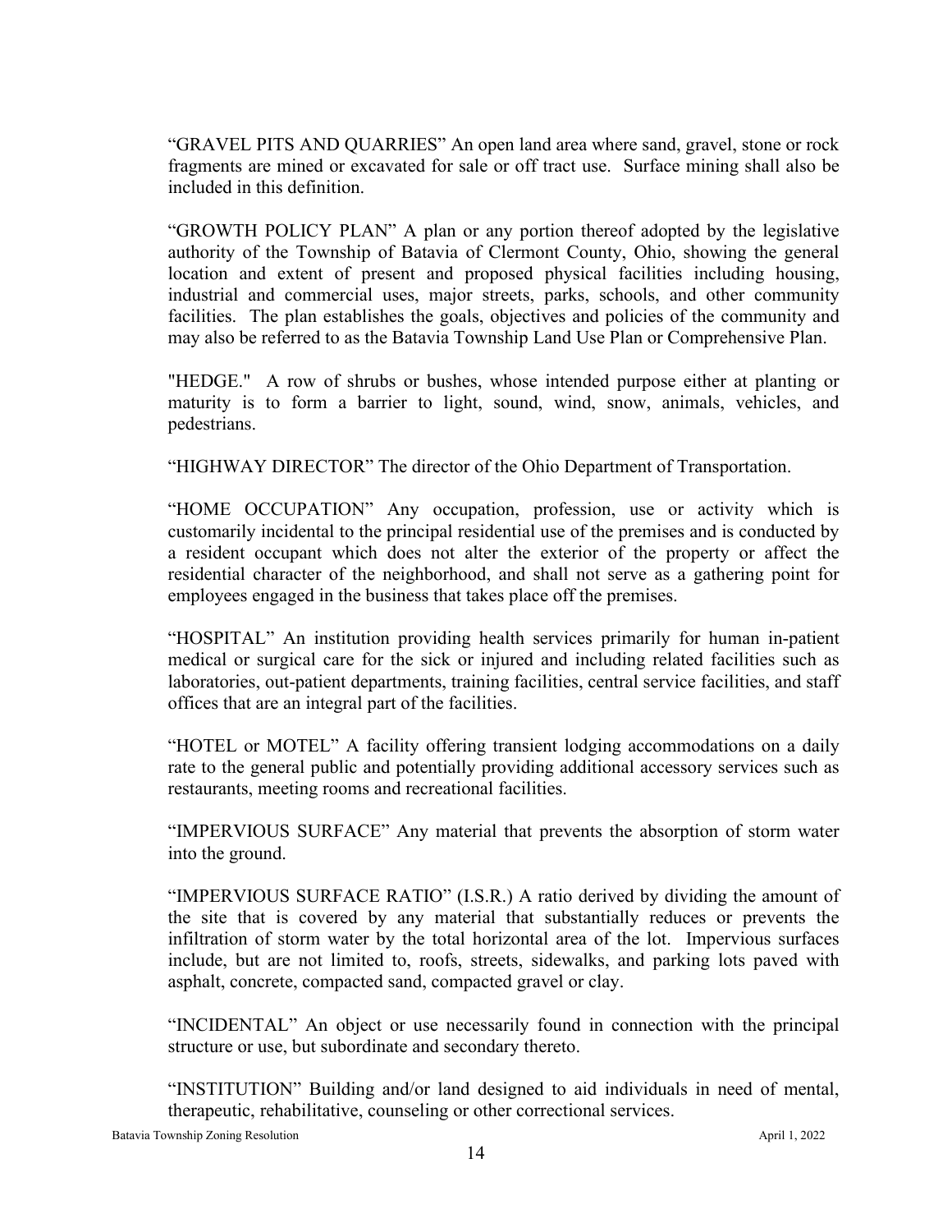"GRAVEL PITS AND QUARRIES" An open land area where sand, gravel, stone or rock fragments are mined or excavated for sale or off tract use. Surface mining shall also be included in this definition.

"GROWTH POLICY PLAN" A plan or any portion thereof adopted by the legislative authority of the Township of Batavia of Clermont County, Ohio, showing the general location and extent of present and proposed physical facilities including housing, industrial and commercial uses, major streets, parks, schools, and other community facilities. The plan establishes the goals, objectives and policies of the community and may also be referred to as the Batavia Township Land Use Plan or Comprehensive Plan.

"HEDGE." A row of shrubs or bushes, whose intended purpose either at planting or maturity is to form a barrier to light, sound, wind, snow, animals, vehicles, and pedestrians.

"HIGHWAY DIRECTOR" The director of the Ohio Department of Transportation.

"HOME OCCUPATION" Any occupation, profession, use or activity which is customarily incidental to the principal residential use of the premises and is conducted by a resident occupant which does not alter the exterior of the property or affect the residential character of the neighborhood, and shall not serve as a gathering point for employees engaged in the business that takes place off the premises.

"HOSPITAL" An institution providing health services primarily for human in-patient medical or surgical care for the sick or injured and including related facilities such as laboratories, out-patient departments, training facilities, central service facilities, and staff offices that are an integral part of the facilities.

"HOTEL or MOTEL" A facility offering transient lodging accommodations on a daily rate to the general public and potentially providing additional accessory services such as restaurants, meeting rooms and recreational facilities.

"IMPERVIOUS SURFACE" Any material that prevents the absorption of storm water into the ground.

"IMPERVIOUS SURFACE RATIO" (I.S.R.) A ratio derived by dividing the amount of the site that is covered by any material that substantially reduces or prevents the infiltration of storm water by the total horizontal area of the lot. Impervious surfaces include, but are not limited to, roofs, streets, sidewalks, and parking lots paved with asphalt, concrete, compacted sand, compacted gravel or clay.

"INCIDENTAL" An object or use necessarily found in connection with the principal structure or use, but subordinate and secondary thereto.

"INSTITUTION" Building and/or land designed to aid individuals in need of mental, therapeutic, rehabilitative, counseling or other correctional services.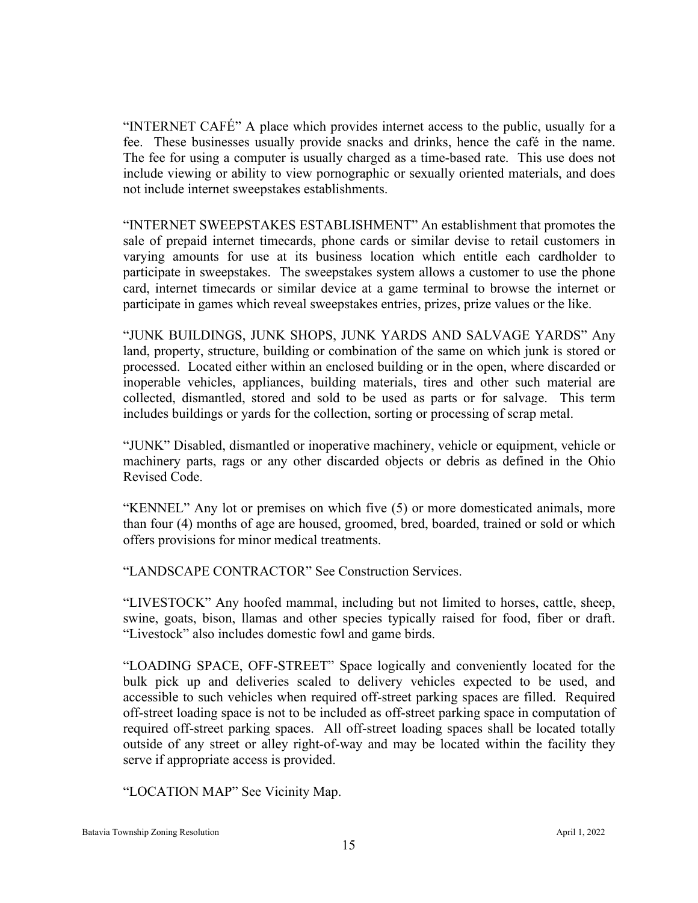"INTERNET CAFÉ" A place which provides internet access to the public, usually for a fee. These businesses usually provide snacks and drinks, hence the café in the name. The fee for using a computer is usually charged as a time-based rate. This use does not include viewing or ability to view pornographic or sexually oriented materials, and does not include internet sweepstakes establishments.

"INTERNET SWEEPSTAKES ESTABLISHMENT" An establishment that promotes the sale of prepaid internet timecards, phone cards or similar devise to retail customers in varying amounts for use at its business location which entitle each cardholder to participate in sweepstakes. The sweepstakes system allows a customer to use the phone card, internet timecards or similar device at a game terminal to browse the internet or participate in games which reveal sweepstakes entries, prizes, prize values or the like.

"JUNK BUILDINGS, JUNK SHOPS, JUNK YARDS AND SALVAGE YARDS" Any land, property, structure, building or combination of the same on which junk is stored or processed. Located either within an enclosed building or in the open, where discarded or inoperable vehicles, appliances, building materials, tires and other such material are collected, dismantled, stored and sold to be used as parts or for salvage. This term includes buildings or yards for the collection, sorting or processing of scrap metal.

"JUNK" Disabled, dismantled or inoperative machinery, vehicle or equipment, vehicle or machinery parts, rags or any other discarded objects or debris as defined in the Ohio Revised Code.

"KENNEL" Any lot or premises on which five (5) or more domesticated animals, more than four (4) months of age are housed, groomed, bred, boarded, trained or sold or which offers provisions for minor medical treatments.

"LANDSCAPE CONTRACTOR" See Construction Services.

"LIVESTOCK" Any hoofed mammal, including but not limited to horses, cattle, sheep, swine, goats, bison, llamas and other species typically raised for food, fiber or draft. "Livestock" also includes domestic fowl and game birds.

"LOADING SPACE, OFF-STREET" Space logically and conveniently located for the bulk pick up and deliveries scaled to delivery vehicles expected to be used, and accessible to such vehicles when required off-street parking spaces are filled. Required off-street loading space is not to be included as off-street parking space in computation of required off-street parking spaces. All off-street loading spaces shall be located totally outside of any street or alley right-of-way and may be located within the facility they serve if appropriate access is provided.

"LOCATION MAP" See Vicinity Map.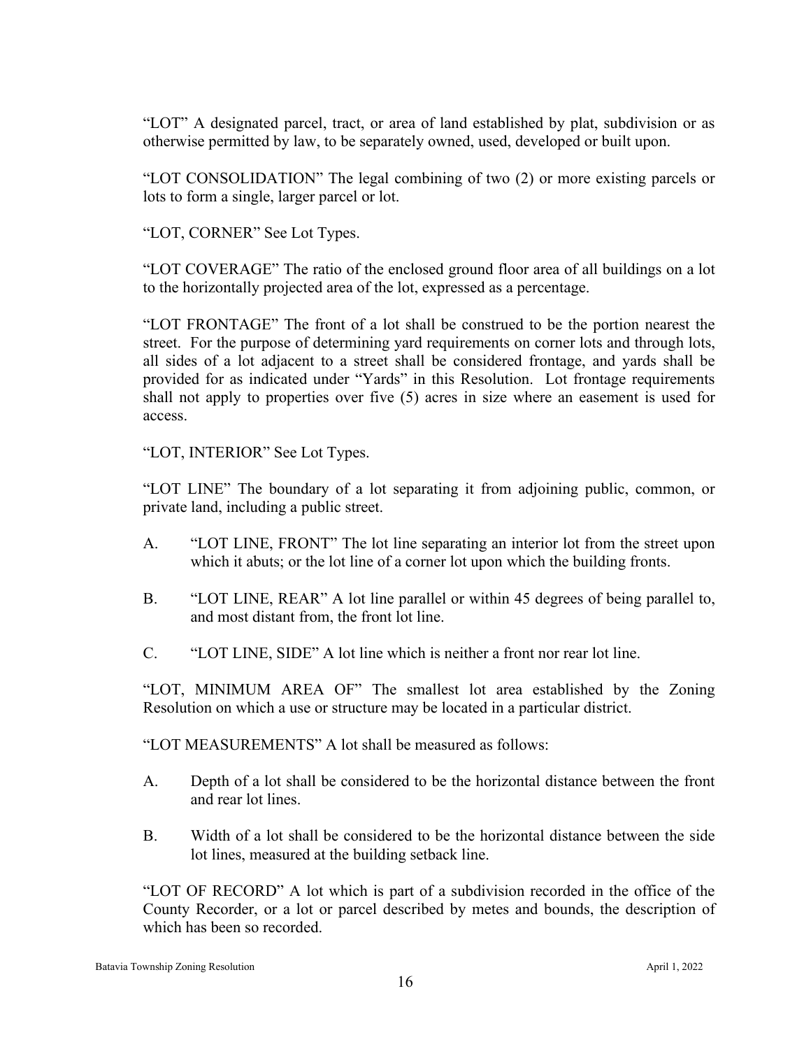"LOT" A designated parcel, tract, or area of land established by plat, subdivision or as otherwise permitted by law, to be separately owned, used, developed or built upon.

"LOT CONSOLIDATION" The legal combining of two (2) or more existing parcels or lots to form a single, larger parcel or lot.

"LOT, CORNER" See Lot Types.

"LOT COVERAGE" The ratio of the enclosed ground floor area of all buildings on a lot to the horizontally projected area of the lot, expressed as a percentage.

"LOT FRONTAGE" The front of a lot shall be construed to be the portion nearest the street. For the purpose of determining yard requirements on corner lots and through lots, all sides of a lot adjacent to a street shall be considered frontage, and yards shall be provided for as indicated under "Yards" in this Resolution. Lot frontage requirements shall not apply to properties over five (5) acres in size where an easement is used for access.

"LOT, INTERIOR" See Lot Types.

"LOT LINE" The boundary of a lot separating it from adjoining public, common, or private land, including a public street.

A. "LOT LINE, FRONT" The lot line separating an interior lot from the street upon which it abuts; or the lot line of a corner lot upon which the building fronts.

B. "LOT LINE, REAR" A lot line parallel or within 45 degrees of being parallel to, and most distant from, the front lot line.

C. "LOT LINE, SIDE" A lot line which is neither a front nor rear lot line.

"LOT, MINIMUM AREA OF" The smallest lot area established by the Zoning Resolution on which a use or structure may be located in a particular district.

"LOT MEASUREMENTS" A lot shall be measured as follows:

A. Depth of a lot shall be considered to be the horizontal distance between the front and rear lot lines.

B. Width of a lot shall be considered to be the horizontal distance between the side lot lines, measured at the building setback line.

"LOT OF RECORD" A lot which is part of a subdivision recorded in the office of the County Recorder, or a lot or parcel described by metes and bounds, the description of which has been so recorded.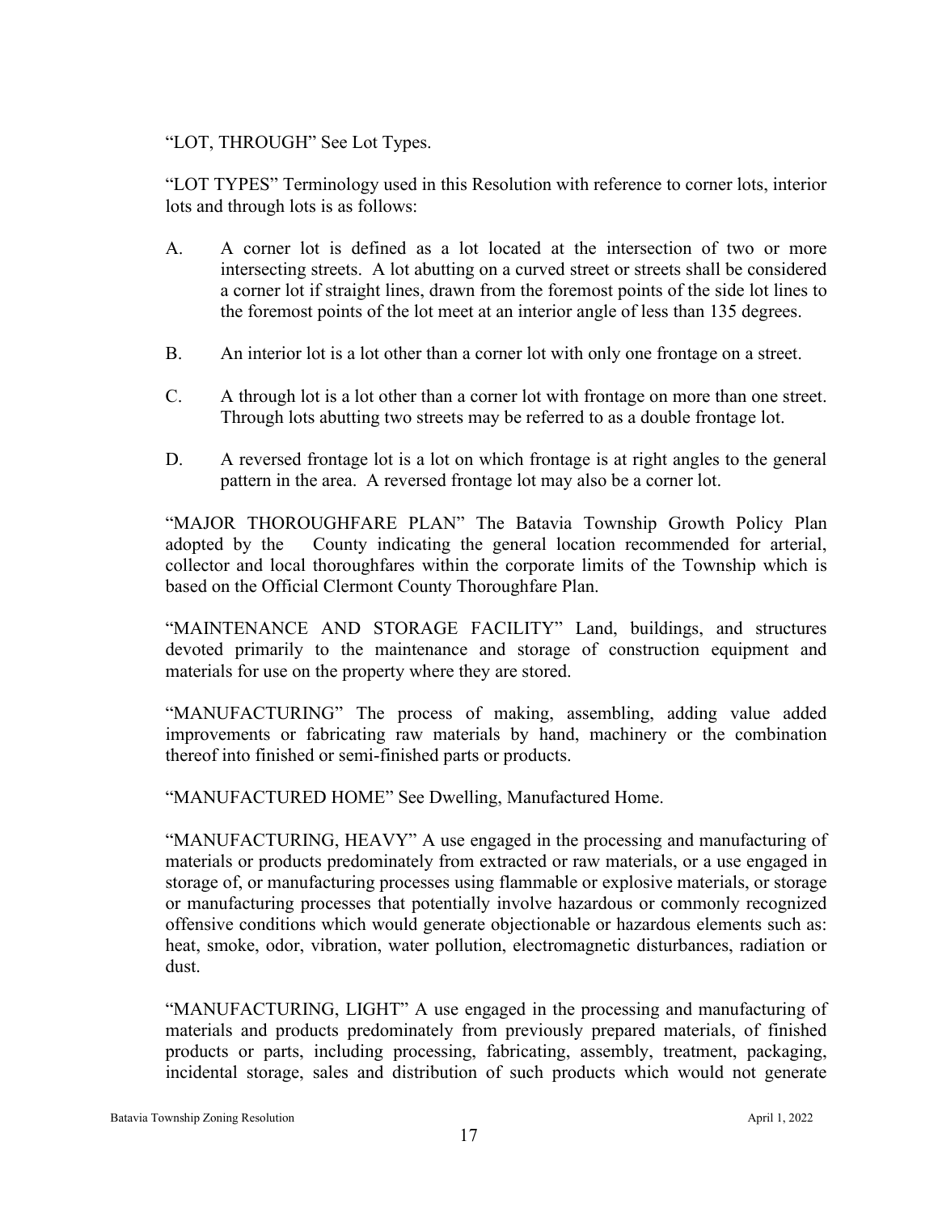"LOT, THROUGH" See Lot Types.

"LOT TYPES" Terminology used in this Resolution with reference to corner lots, interior lots and through lots is as follows:

A. A corner lot is defined as a lot located at the intersection of two or more intersecting streets. A lot abutting on a curved street or streets shall be considered a corner lot if straight lines, drawn from the foremost points of the side lot lines to the foremost points of the lot meet at an interior angle of less than 135 degrees.

B. An interior lot is a lot other than a corner lot with only one frontage on a street.

C. A through lot is a lot other than a corner lot with frontage on more than one street. Through lots abutting two streets may be referred to as a double frontage lot.

D. A reversed frontage lot is a lot on which frontage is at right angles to the general pattern in the area. A reversed frontage lot may also be a corner lot.

"MAJOR THOROUGHFARE PLAN" The Batavia Township Growth Policy Plan adopted by the County indicating the general location recommended for arterial, collector and local thoroughfares within the corporate limits of the Township which is based on the Official Clermont County Thoroughfare Plan.

"MAINTENANCE AND STORAGE FACILITY" Land, buildings, and structures devoted primarily to the maintenance and storage of construction equipment and materials for use on the property where they are stored.

"MANUFACTURING" The process of making, assembling, adding value added improvements or fabricating raw materials by hand, machinery or the combination thereof into finished or semi-finished parts or products.

"MANUFACTURED HOME" See Dwelling, Manufactured Home.

"MANUFACTURING, HEAVY" A use engaged in the processing and manufacturing of materials or products predominately from extracted or raw materials, or a use engaged in storage of, or manufacturing processes using flammable or explosive materials, or storage or manufacturing processes that potentially involve hazardous or commonly recognized offensive conditions which would generate objectionable or hazardous elements such as: heat, smoke, odor, vibration, water pollution, electromagnetic disturbances, radiation or dust.

"MANUFACTURING, LIGHT" A use engaged in the processing and manufacturing of materials and products predominately from previously prepared materials, of finished products or parts, including processing, fabricating, assembly, treatment, packaging, incidental storage, sales and distribution of such products which would not generate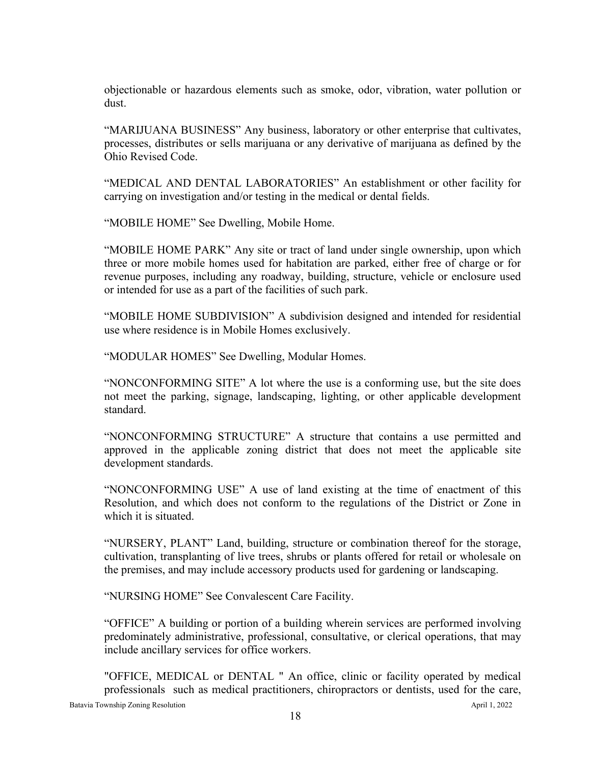objectionable or hazardous elements such as smoke, odor, vibration, water pollution or dust.

"MARIJUANA BUSINESS" Any business, laboratory or other enterprise that cultivates, processes, distributes or sells marijuana or any derivative of marijuana as defined by the Ohio Revised Code.

"MEDICAL AND DENTAL LABORATORIES" An establishment or other facility for carrying on investigation and/or testing in the medical or dental fields.

"MOBILE HOME" See Dwelling, Mobile Home.

"MOBILE HOME PARK" Any site or tract of land under single ownership, upon which three or more mobile homes used for habitation are parked, either free of charge or for revenue purposes, including any roadway, building, structure, vehicle or enclosure used or intended for use as a part of the facilities of such park.

"MOBILE HOME SUBDIVISION" A subdivision designed and intended for residential use where residence is in Mobile Homes exclusively.

"MODULAR HOMES" See Dwelling, Modular Homes.

"NONCONFORMING SITE" A lot where the use is a conforming use, but the site does not meet the parking, signage, landscaping, lighting, or other applicable development standard.

"NONCONFORMING STRUCTURE" A structure that contains a use permitted and approved in the applicable zoning district that does not meet the applicable site development standards.

"NONCONFORMING USE" A use of land existing at the time of enactment of this Resolution, and which does not conform to the regulations of the District or Zone in which it is situated.

"NURSERY, PLANT" Land, building, structure or combination thereof for the storage, cultivation, transplanting of live trees, shrubs or plants offered for retail or wholesale on the premises, and may include accessory products used for gardening or landscaping.

"NURSING HOME" See Convalescent Care Facility.

"OFFICE" A building or portion of a building wherein services are performed involving predominately administrative, professional, consultative, or clerical operations, that may include ancillary services for office workers.

"OFFICE, MEDICAL or DENTAL " An office, clinic or facility operated by medical professionals such as medical practitioners, chiropractors or dentists, used for the care,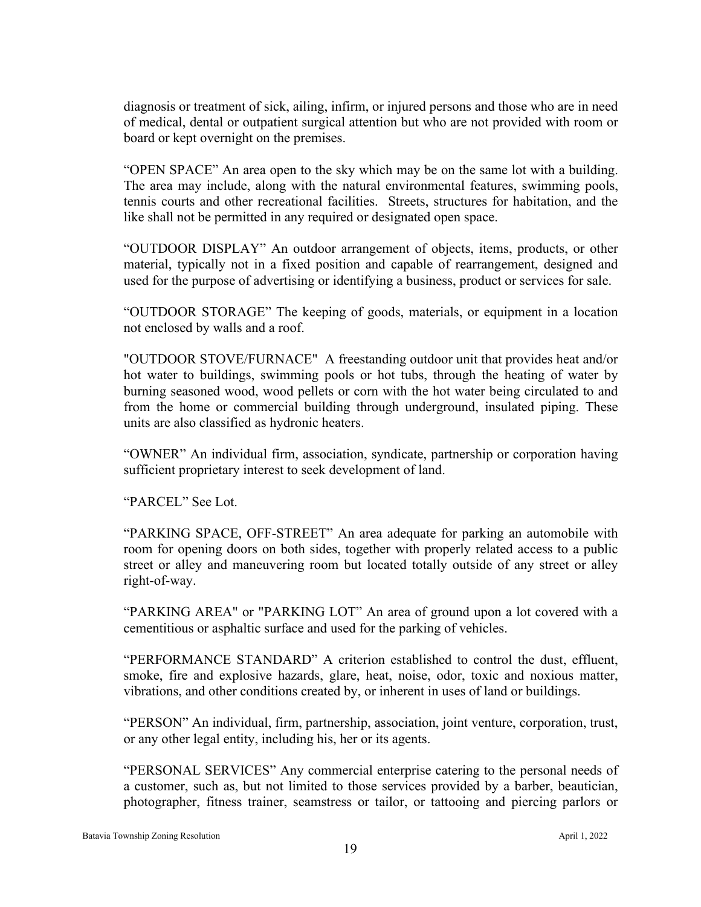diagnosis or treatment of sick, ailing, infirm, or injured persons and those who are in need of medical, dental or outpatient surgical attention but who are not provided with room or board or kept overnight on the premises.

"OPEN SPACE" An area open to the sky which may be on the same lot with a building. The area may include, along with the natural environmental features, swimming pools, tennis courts and other recreational facilities. Streets, structures for habitation, and the like shall not be permitted in any required or designated open space.

"OUTDOOR DISPLAY" An outdoor arrangement of objects, items, products, or other material, typically not in a fixed position and capable of rearrangement, designed and used for the purpose of advertising or identifying a business, product or services for sale.

"OUTDOOR STORAGE" The keeping of goods, materials, or equipment in a location not enclosed by walls and a roof.

"OUTDOOR STOVE/FURNACE" A freestanding outdoor unit that provides heat and/or hot water to buildings, swimming pools or hot tubs, through the heating of water by burning seasoned wood, wood pellets or corn with the hot water being circulated to and from the home or commercial building through underground, insulated piping. These units are also classified as hydronic heaters.

"OWNER" An individual firm, association, syndicate, partnership or corporation having sufficient proprietary interest to seek development of land.

"PARCEL" See Lot.

"PARKING SPACE, OFF-STREET" An area adequate for parking an automobile with room for opening doors on both sides, together with properly related access to a public street or alley and maneuvering room but located totally outside of any street or alley right-of-way.

"PARKING AREA" or "PARKING LOT" An area of ground upon a lot covered with a cementitious or asphaltic surface and used for the parking of vehicles.

"PERFORMANCE STANDARD" A criterion established to control the dust, effluent, smoke, fire and explosive hazards, glare, heat, noise, odor, toxic and noxious matter, vibrations, and other conditions created by, or inherent in uses of land or buildings.

"PERSON" An individual, firm, partnership, association, joint venture, corporation, trust, or any other legal entity, including his, her or its agents.

"PERSONAL SERVICES" Any commercial enterprise catering to the personal needs of a customer, such as, but not limited to those services provided by a barber, beautician, photographer, fitness trainer, seamstress or tailor, or tattooing and piercing parlors or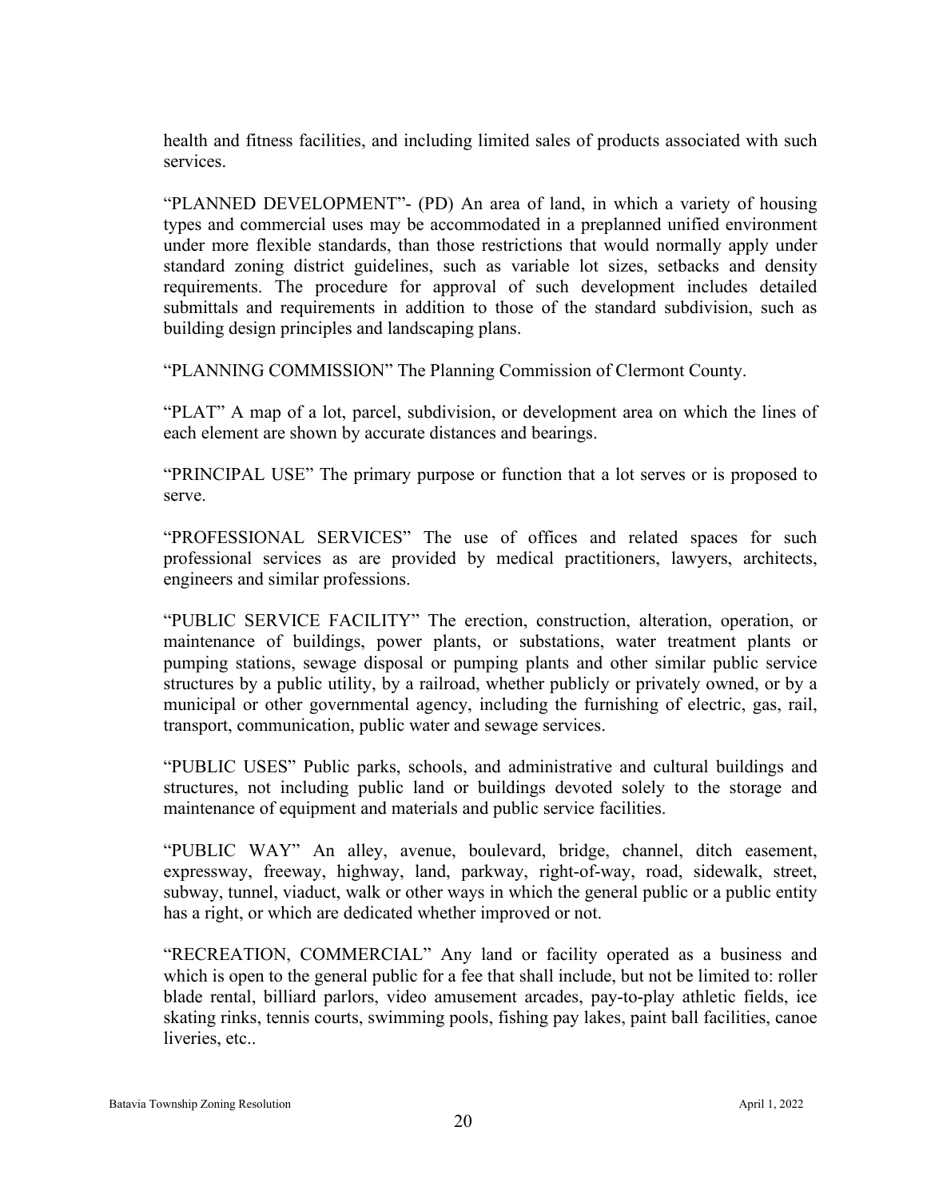health and fitness facilities, and including limited sales of products associated with such services.

"PLANNED DEVELOPMENT"- (PD) An area of land, in which a variety of housing types and commercial uses may be accommodated in a preplanned unified environment under more flexible standards, than those restrictions that would normally apply under standard zoning district guidelines, such as variable lot sizes, setbacks and density requirements. The procedure for approval of such development includes detailed submittals and requirements in addition to those of the standard subdivision, such as building design principles and landscaping plans.

"PLANNING COMMISSION" The Planning Commission of Clermont County.

"PLAT" A map of a lot, parcel, subdivision, or development area on which the lines of each element are shown by accurate distances and bearings.

"PRINCIPAL USE" The primary purpose or function that a lot serves or is proposed to serve.

"PROFESSIONAL SERVICES" The use of offices and related spaces for such professional services as are provided by medical practitioners, lawyers, architects, engineers and similar professions.

"PUBLIC SERVICE FACILITY" The erection, construction, alteration, operation, or maintenance of buildings, power plants, or substations, water treatment plants or pumping stations, sewage disposal or pumping plants and other similar public service structures by a public utility, by a railroad, whether publicly or privately owned, or by a municipal or other governmental agency, including the furnishing of electric, gas, rail, transport, communication, public water and sewage services.

"PUBLIC USES" Public parks, schools, and administrative and cultural buildings and structures, not including public land or buildings devoted solely to the storage and maintenance of equipment and materials and public service facilities.

"PUBLIC WAY" An alley, avenue, boulevard, bridge, channel, ditch easement, expressway, freeway, highway, land, parkway, right-of-way, road, sidewalk, street, subway, tunnel, viaduct, walk or other ways in which the general public or a public entity has a right, or which are dedicated whether improved or not.

"RECREATION, COMMERCIAL" Any land or facility operated as a business and which is open to the general public for a fee that shall include, but not be limited to: roller blade rental, billiard parlors, video amusement arcades, pay-to-play athletic fields, ice skating rinks, tennis courts, swimming pools, fishing pay lakes, paint ball facilities, canoe liveries, etc..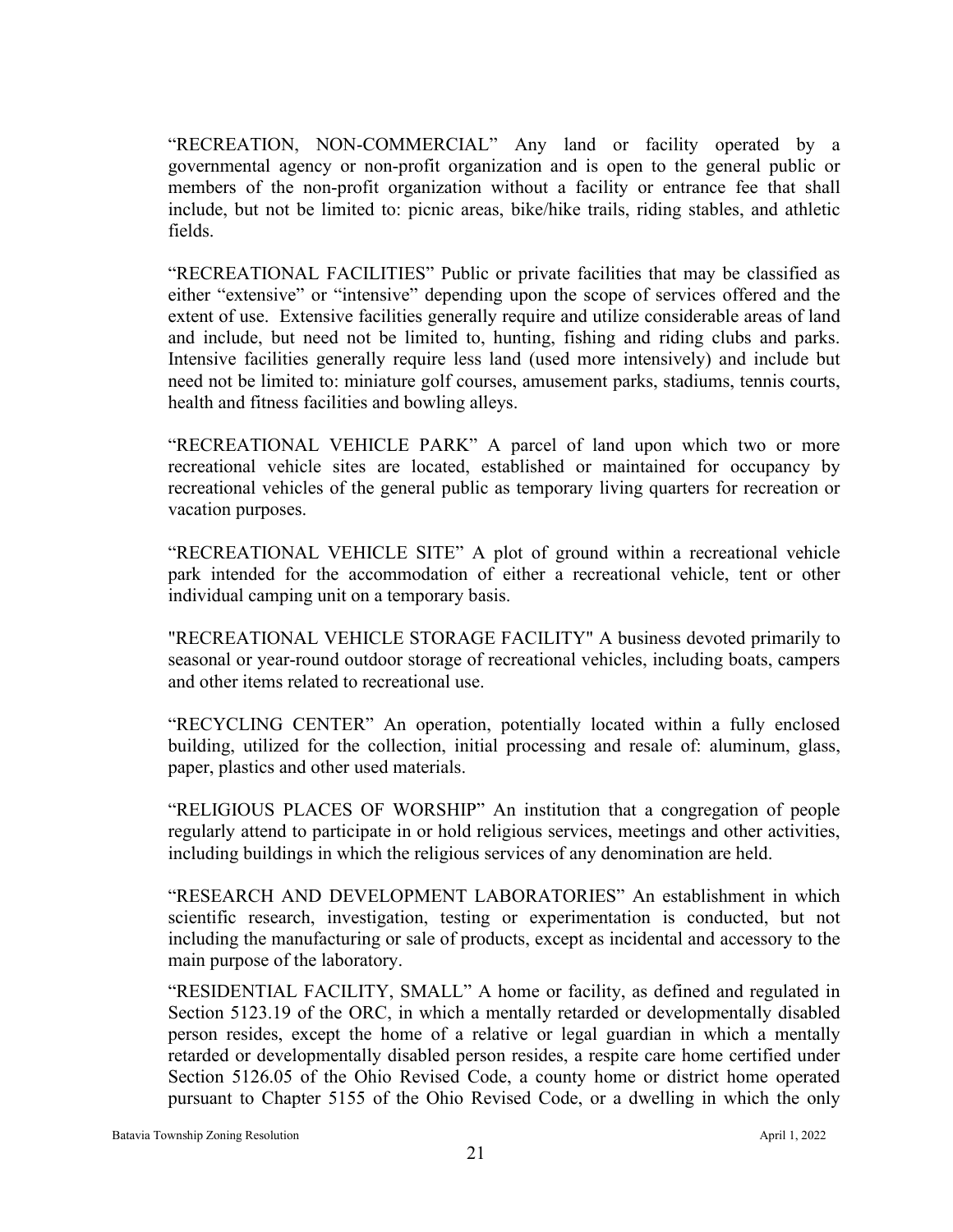"RECREATION, NON-COMMERCIAL" Any land or facility operated by a governmental agency or non-profit organization and is open to the general public or members of the non-profit organization without a facility or entrance fee that shall include, but not be limited to: picnic areas, bike/hike trails, riding stables, and athletic fields.

"RECREATIONAL FACILITIES" Public or private facilities that may be classified as either "extensive" or "intensive" depending upon the scope of services offered and the extent of use. Extensive facilities generally require and utilize considerable areas of land and include, but need not be limited to, hunting, fishing and riding clubs and parks. Intensive facilities generally require less land (used more intensively) and include but need not be limited to: miniature golf courses, amusement parks, stadiums, tennis courts, health and fitness facilities and bowling alleys.

"RECREATIONAL VEHICLE PARK" A parcel of land upon which two or more recreational vehicle sites are located, established or maintained for occupancy by recreational vehicles of the general public as temporary living quarters for recreation or vacation purposes.

"RECREATIONAL VEHICLE SITE" A plot of ground within a recreational vehicle park intended for the accommodation of either a recreational vehicle, tent or other individual camping unit on a temporary basis.

"RECREATIONAL VEHICLE STORAGE FACILITY" A business devoted primarily to seasonal or year-round outdoor storage of recreational vehicles, including boats, campers and other items related to recreational use.

"RECYCLING CENTER" An operation, potentially located within a fully enclosed building, utilized for the collection, initial processing and resale of: aluminum, glass, paper, plastics and other used materials.

"RELIGIOUS PLACES OF WORSHIP" An institution that a congregation of people regularly attend to participate in or hold religious services, meetings and other activities, including buildings in which the religious services of any denomination are held.

"RESEARCH AND DEVELOPMENT LABORATORIES" An establishment in which scientific research, investigation, testing or experimentation is conducted, but not including the manufacturing or sale of products, except as incidental and accessory to the main purpose of the laboratory.

"RESIDENTIAL FACILITY, SMALL" A home or facility, as defined and regulated in Section 5123.19 of the ORC, in which a mentally retarded or developmentally disabled person resides, except the home of a relative or legal guardian in which a mentally retarded or developmentally disabled person resides, a respite care home certified under Section 5126.05 of the Ohio Revised Code, a county home or district home operated pursuant to Chapter 5155 of the Ohio Revised Code, or a dwelling in which the only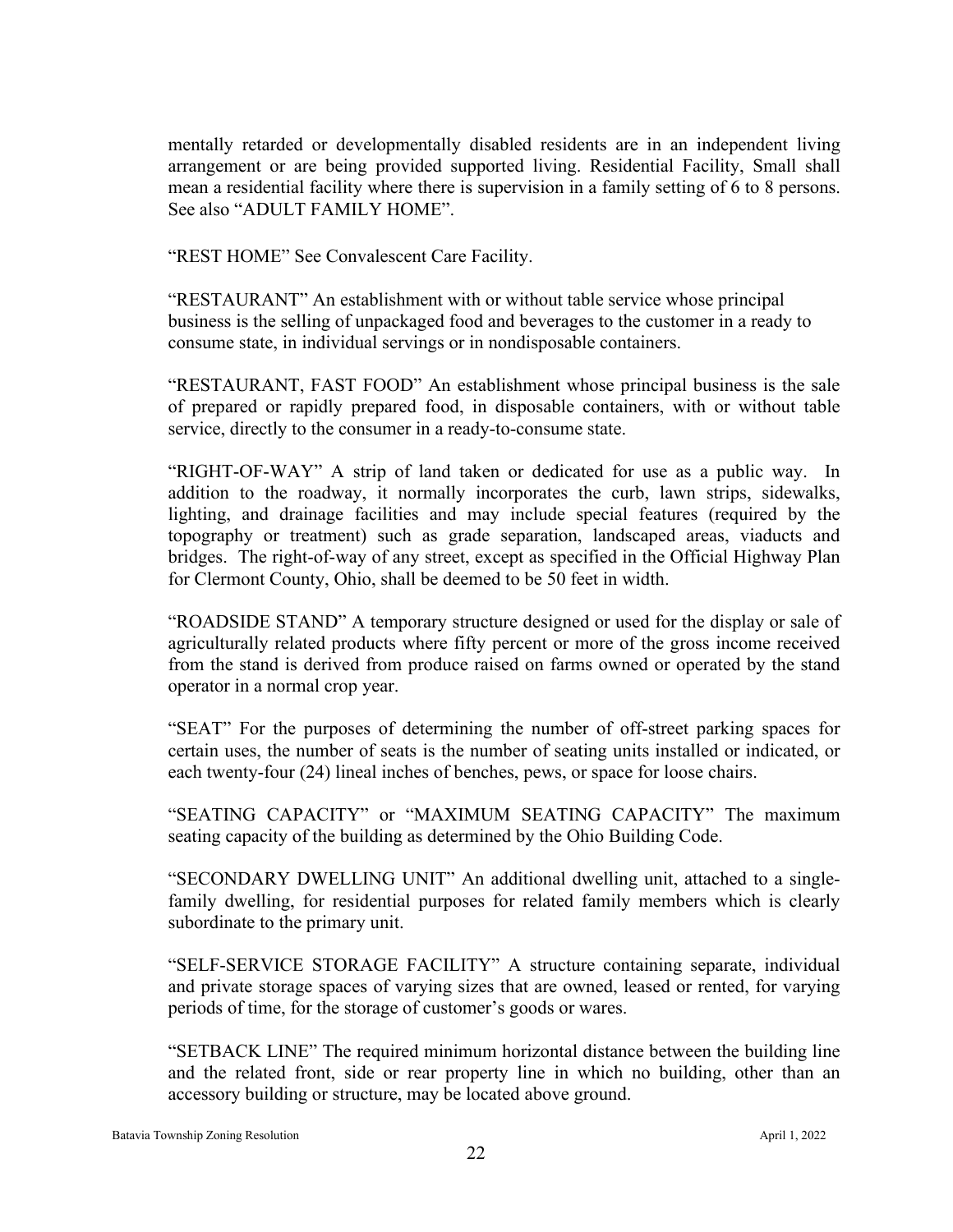mentally retarded or developmentally disabled residents are in an independent living arrangement or are being provided supported living. Residential Facility, Small shall mean a residential facility where there is supervision in a family setting of 6 to 8 persons. See also "ADULT FAMILY HOME".

"REST HOME" See Convalescent Care Facility.

"RESTAURANT" An establishment with or without table service whose principal business is the selling of unpackaged food and beverages to the customer in a ready to consume state, in individual servings or in nondisposable containers.

"RESTAURANT, FAST FOOD" An establishment whose principal business is the sale of prepared or rapidly prepared food, in disposable containers, with or without table service, directly to the consumer in a ready-to-consume state.

"RIGHT-OF-WAY" A strip of land taken or dedicated for use as a public way. In addition to the roadway, it normally incorporates the curb, lawn strips, sidewalks, lighting, and drainage facilities and may include special features (required by the topography or treatment) such as grade separation, landscaped areas, viaducts and bridges. The right-of-way of any street, except as specified in the Official Highway Plan for Clermont County, Ohio, shall be deemed to be 50 feet in width.

"ROADSIDE STAND" A temporary structure designed or used for the display or sale of agriculturally related products where fifty percent or more of the gross income received from the stand is derived from produce raised on farms owned or operated by the stand operator in a normal crop year.

"SEAT" For the purposes of determining the number of off-street parking spaces for certain uses, the number of seats is the number of seating units installed or indicated, or each twenty-four (24) lineal inches of benches, pews, or space for loose chairs.

"SEATING CAPACITY" or "MAXIMUM SEATING CAPACITY" The maximum seating capacity of the building as determined by the Ohio Building Code.

"SECONDARY DWELLING UNIT" An additional dwelling unit, attached to a single-family dwelling, for residential purposes for related family members which is clearly subordinate to the primary unit.

"SELF-SERVICE STORAGE FACILITY" A structure containing separate, individual and private storage spaces of varying sizes that are owned, leased or rented, for varying periods of time, for the storage of customer's goods or wares.

"SETBACK LINE" The required minimum horizontal distance between the building line and the related front, side or rear property line in which no building, other than an accessory building or structure, may be located above ground.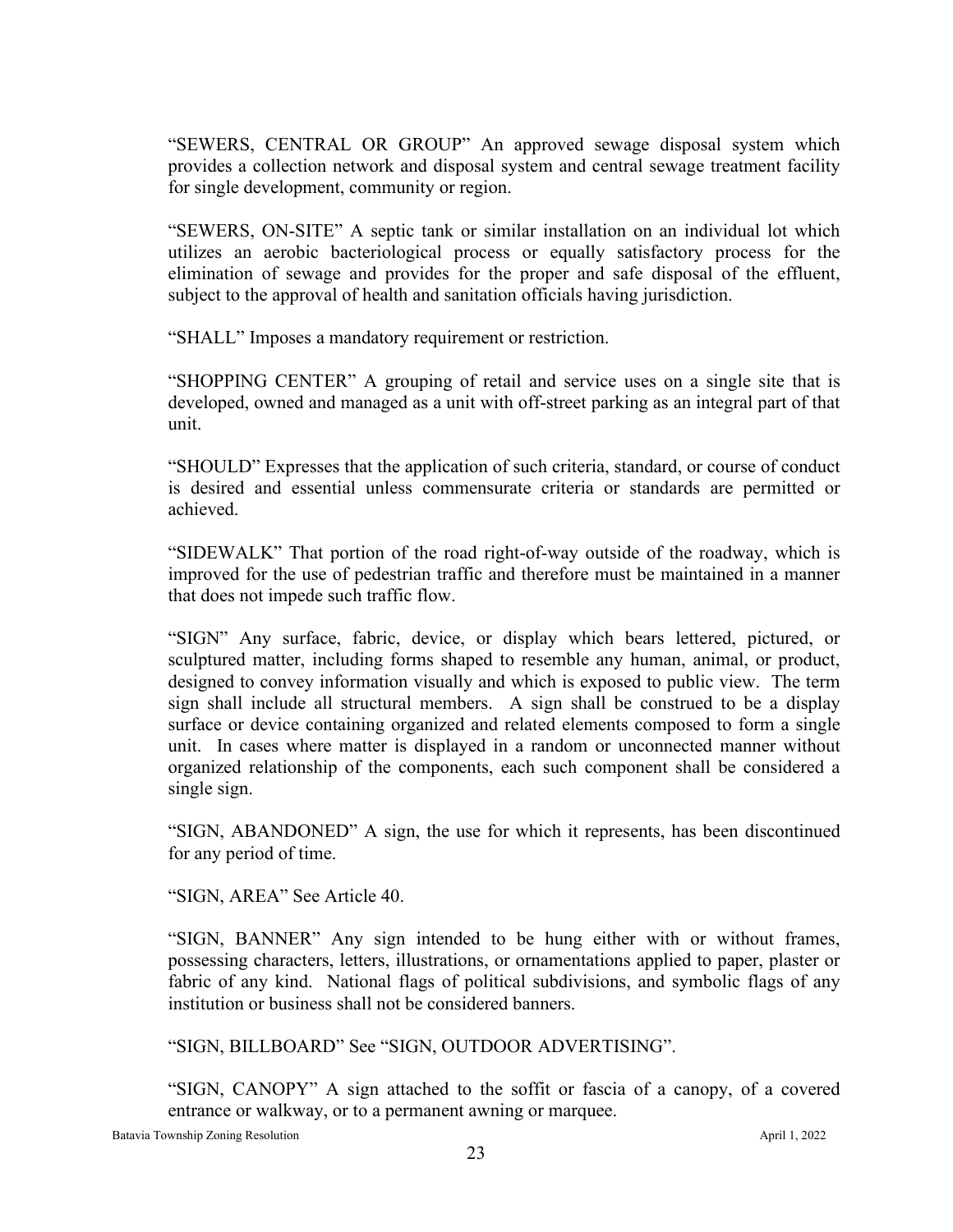"SEWERS, CENTRAL OR GROUP" An approved sewage disposal system which provides a collection network and disposal system and central sewage treatment facility for single development, community or region.

"SEWERS, ON-SITE" A septic tank or similar installation on an individual lot which utilizes an aerobic bacteriological process or equally satisfactory process for the elimination of sewage and provides for the proper and safe disposal of the effluent, subject to the approval of health and sanitation officials having jurisdiction.

"SHALL" Imposes a mandatory requirement or restriction.

"SHOPPING CENTER" A grouping of retail and service uses on a single site that is developed, owned and managed as a unit with off-street parking as an integral part of that unit.

"SHOULD" Expresses that the application of such criteria, standard, or course of conduct is desired and essential unless commensurate criteria or standards are permitted or achieved.

"SIDEWALK" That portion of the road right-of-way outside of the roadway, which is improved for the use of pedestrian traffic and therefore must be maintained in a manner that does not impede such traffic flow.

"SIGN" Any surface, fabric, device, or display which bears lettered, pictured, or sculptured matter, including forms shaped to resemble any human, animal, or product, designed to convey information visually and which is exposed to public view. The term sign shall include all structural members. A sign shall be construed to be a display surface or device containing organized and related elements composed to form a single unit. In cases where matter is displayed in a random or unconnected manner without organized relationship of the components, each such component shall be considered a single sign.

"SIGN, ABANDONED" A sign, the use for which it represents, has been discontinued for any period of time.

"SIGN, AREA" See Article 40.

"SIGN, BANNER" Any sign intended to be hung either with or without frames, possessing characters, letters, illustrations, or ornamentations applied to paper, plaster or fabric of any kind. National flags of political subdivisions, and symbolic flags of any institution or business shall not be considered banners.

"SIGN, BILLBOARD" See "SIGN, OUTDOOR ADVERTISING".

"SIGN, CANOPY" A sign attached to the soffit or fascia of a canopy, of a covered entrance or walkway, or to a permanent awning or marquee.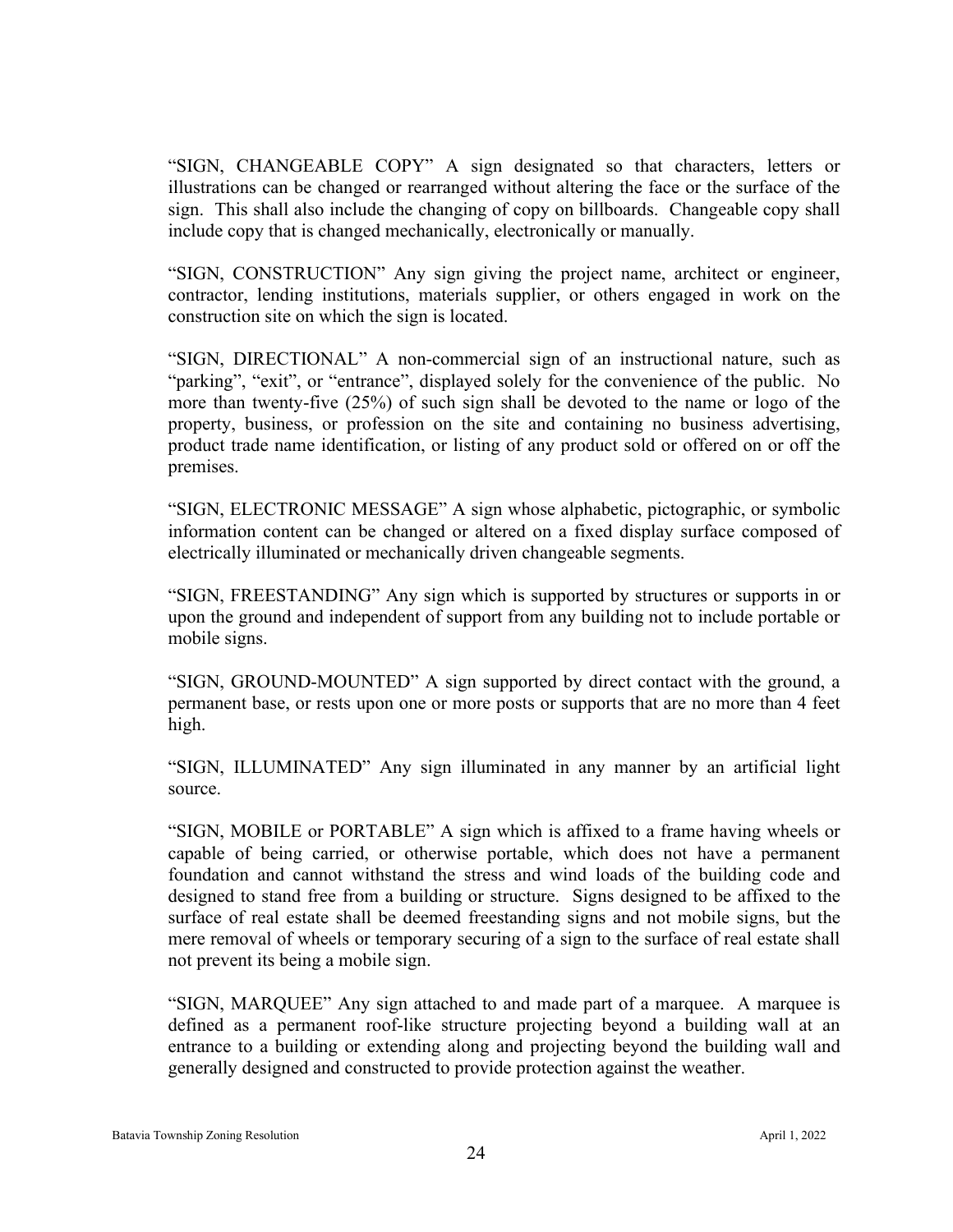"SIGN, CHANGEABLE COPY" A sign designated so that characters, letters or illustrations can be changed or rearranged without altering the face or the surface of the sign. This shall also include the changing of copy on billboards. Changeable copy shall include copy that is changed mechanically, electronically or manually.

"SIGN, CONSTRUCTION" Any sign giving the project name, architect or engineer, contractor, lending institutions, materials supplier, or others engaged in work on the construction site on which the sign is located.

"SIGN, DIRECTIONAL" A non-commercial sign of an instructional nature, such as "parking", "exit", or "entrance", displayed solely for the convenience of the public. No more than twenty-five (25%) of such sign shall be devoted to the name or logo of the property, business, or profession on the site and containing no business advertising, product trade name identification, or listing of any product sold or offered on or off the premises.

"SIGN, ELECTRONIC MESSAGE" A sign whose alphabetic, pictographic, or symbolic information content can be changed or altered on a fixed display surface composed of electrically illuminated or mechanically driven changeable segments.

"SIGN, FREESTANDING" Any sign which is supported by structures or supports in or upon the ground and independent of support from any building not to include portable or mobile signs.

"SIGN, GROUND-MOUNTED" A sign supported by direct contact with the ground, a permanent base, or rests upon one or more posts or supports that are no more than 4 feet high.

"SIGN, ILLUMINATED" Any sign illuminated in any manner by an artificial light source.

"SIGN, MOBILE or PORTABLE" A sign which is affixed to a frame having wheels or capable of being carried, or otherwise portable, which does not have a permanent foundation and cannot withstand the stress and wind loads of the building code and designed to stand free from a building or structure. Signs designed to be affixed to the surface of real estate shall be deemed freestanding signs and not mobile signs, but the mere removal of wheels or temporary securing of a sign to the surface of real estate shall not prevent its being a mobile sign.

"SIGN, MARQUEE" Any sign attached to and made part of a marquee. A marquee is defined as a permanent roof-like structure projecting beyond a building wall at an entrance to a building or extending along and projecting beyond the building wall and generally designed and constructed to provide protection against the weather.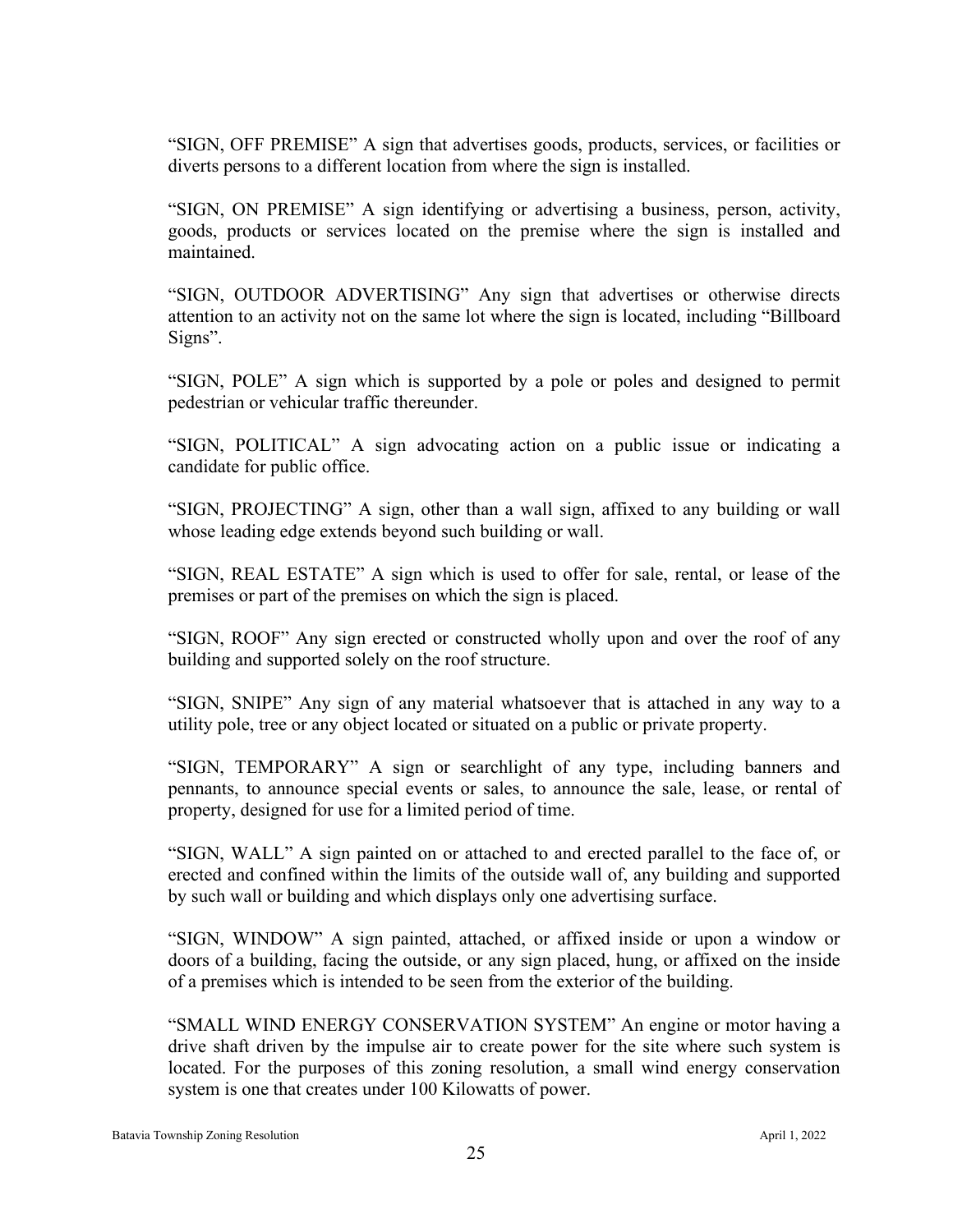"SIGN, OFF PREMISE" A sign that advertises goods, products, services, or facilities or diverts persons to a different location from where the sign is installed.

"SIGN, ON PREMISE" A sign identifying or advertising a business, person, activity, goods, products or services located on the premise where the sign is installed and maintained.

"SIGN, OUTDOOR ADVERTISING" Any sign that advertises or otherwise directs attention to an activity not on the same lot where the sign is located, including "Billboard Signs".

"SIGN, POLE" A sign which is supported by a pole or poles and designed to permit pedestrian or vehicular traffic thereunder.

"SIGN, POLITICAL" A sign advocating action on a public issue or indicating a candidate for public office.

"SIGN, PROJECTING" A sign, other than a wall sign, affixed to any building or wall whose leading edge extends beyond such building or wall.

"SIGN, REAL ESTATE" A sign which is used to offer for sale, rental, or lease of the premises or part of the premises on which the sign is placed.

"SIGN, ROOF" Any sign erected or constructed wholly upon and over the roof of any building and supported solely on the roof structure.

"SIGN, SNIPE" Any sign of any material whatsoever that is attached in any way to a utility pole, tree or any object located or situated on a public or private property.

"SIGN, TEMPORARY" A sign or searchlight of any type, including banners and pennants, to announce special events or sales, to announce the sale, lease, or rental of property, designed for use for a limited period of time.

"SIGN, WALL" A sign painted on or attached to and erected parallel to the face of, or erected and confined within the limits of the outside wall of, any building and supported by such wall or building and which displays only one advertising surface.

"SIGN, WINDOW" A sign painted, attached, or affixed inside or upon a window or doors of a building, facing the outside, or any sign placed, hung, or affixed on the inside of a premises which is intended to be seen from the exterior of the building.

"SMALL WIND ENERGY CONSERVATION SYSTEM" An engine or motor having a drive shaft driven by the impulse air to create power for the site where such system is located. For the purposes of this zoning resolution, a small wind energy conservation system is one that creates under 100 Kilowatts of power.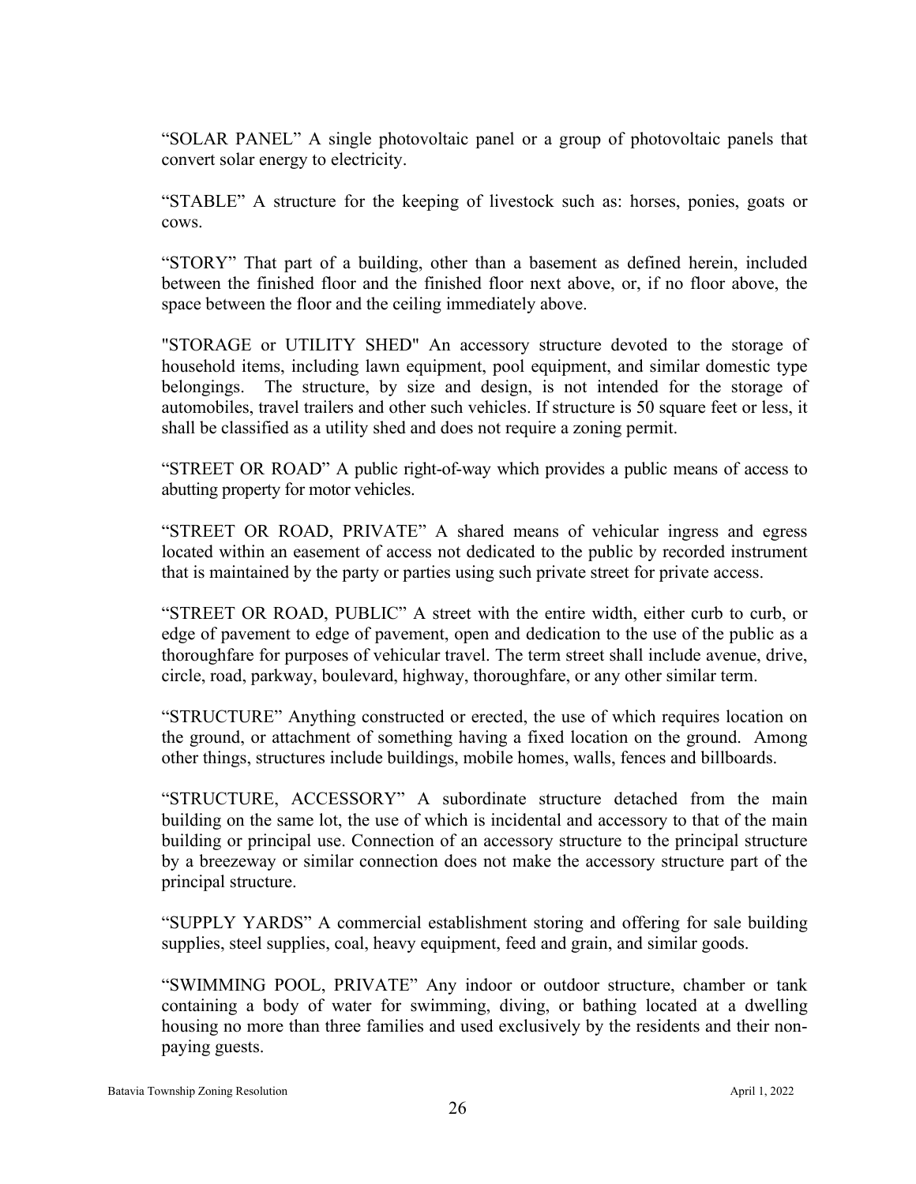"SOLAR PANEL" A single photovoltaic panel or a group of photovoltaic panels that convert solar energy to electricity.

"STABLE" A structure for the keeping of livestock such as: horses, ponies, goats or cows.

"STORY" That part of a building, other than a basement as defined herein, included between the finished floor and the finished floor next above, or, if no floor above, the space between the floor and the ceiling immediately above.

"STORAGE or UTILITY SHED" An accessory structure devoted to the storage of household items, including lawn equipment, pool equipment, and similar domestic type belongings. The structure, by size and design, is not intended for the storage of automobiles, travel trailers and other such vehicles. If structure is 50 square feet or less, it shall be classified as a utility shed and does not require a zoning permit.

"STREET OR ROAD" A public right-of-way which provides a public means of access to abutting property for motor vehicles.

"STREET OR ROAD, PRIVATE" A shared means of vehicular ingress and egress located within an easement of access not dedicated to the public by recorded instrument that is maintained by the party or parties using such private street for private access.

"STREET OR ROAD, PUBLIC" A street with the entire width, either curb to curb, or edge of pavement to edge of pavement, open and dedication to the use of the public as a thoroughfare for purposes of vehicular travel. The term street shall include avenue, drive, circle, road, parkway, boulevard, highway, thoroughfare, or any other similar term.

"STRUCTURE" Anything constructed or erected, the use of which requires location on the ground, or attachment of something having a fixed location on the ground. Among other things, structures include buildings, mobile homes, walls, fences and billboards.

"STRUCTURE, ACCESSORY" A subordinate structure detached from the main building on the same lot, the use of which is incidental and accessory to that of the main building or principal use. Connection of an accessory structure to the principal structure by a breezeway or similar connection does not make the accessory structure part of the principal structure.

"SUPPLY YARDS" A commercial establishment storing and offering for sale building supplies, steel supplies, coal, heavy equipment, feed and grain, and similar goods.

"SWIMMING POOL, PRIVATE" Any indoor or outdoor structure, chamber or tank containing a body of water for swimming, diving, or bathing located at a dwelling housing no more than three families and used exclusively by the residents and their non-paying guests.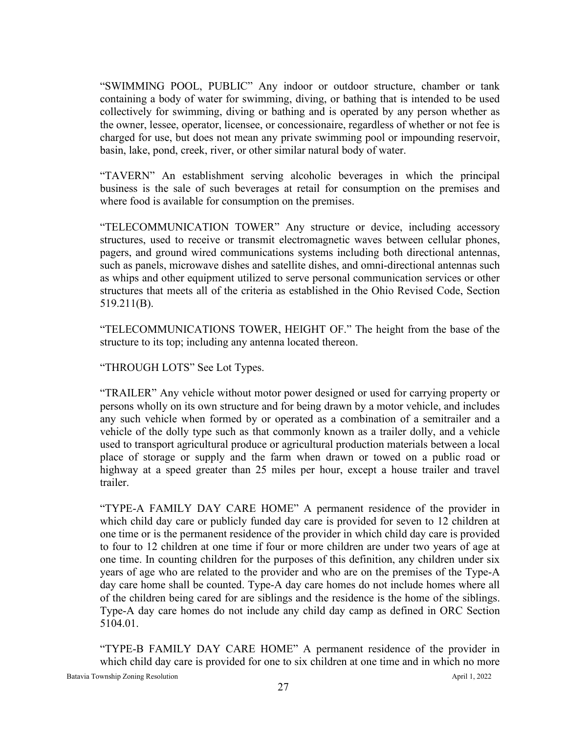"SWIMMING POOL, PUBLIC" Any indoor or outdoor structure, chamber or tank containing a body of water for swimming, diving, or bathing that is intended to be used collectively for swimming, diving or bathing and is operated by any person whether as the owner, lessee, operator, licensee, or concessionaire, regardless of whether or not fee is charged for use, but does not mean any private swimming pool or impounding reservoir, basin, lake, pond, creek, river, or other similar natural body of water.

"TAVERN" An establishment serving alcoholic beverages in which the principal business is the sale of such beverages at retail for consumption on the premises and where food is available for consumption on the premises.

"TELECOMMUNICATION TOWER" Any structure or device, including accessory structures, used to receive or transmit electromagnetic waves between cellular phones, pagers, and ground wired communications systems including both directional antennas, such as panels, microwave dishes and satellite dishes, and omni-directional antennas such as whips and other equipment utilized to serve personal communication services or other structures that meets all of the criteria as established in the Ohio Revised Code, Section 519.211(B).

"TELECOMMUNICATIONS TOWER, HEIGHT OF." The height from the base of the structure to its top; including any antenna located thereon.

"THROUGH LOTS" See Lot Types.

"TRAILER" Any vehicle without motor power designed or used for carrying property or persons wholly on its own structure and for being drawn by a motor vehicle, and includes any such vehicle when formed by or operated as a combination of a semitrailer and a vehicle of the dolly type such as that commonly known as a trailer dolly, and a vehicle used to transport agricultural produce or agricultural production materials between a local place of storage or supply and the farm when drawn or towed on a public road or highway at a speed greater than 25 miles per hour, except a house trailer and travel trailer.

"TYPE-A FAMILY DAY CARE HOME" A permanent residence of the provider in which child day care or publicly funded day care is provided for seven to 12 children at one time or is the permanent residence of the provider in which child day care is provided to four to 12 children at one time if four or more children are under two years of age at one time. In counting children for the purposes of this definition, any children under six years of age who are related to the provider and who are on the premises of the Type-A day care home shall be counted. Type-A day care homes do not include homes where all of the children being cared for are siblings and the residence is the home of the siblings. Type-A day care homes do not include any child day camp as defined in ORC Section 5104.01.

"TYPE-B FAMILY DAY CARE HOME" A permanent residence of the provider in which child day care is provided for one to six children at one time and in which no more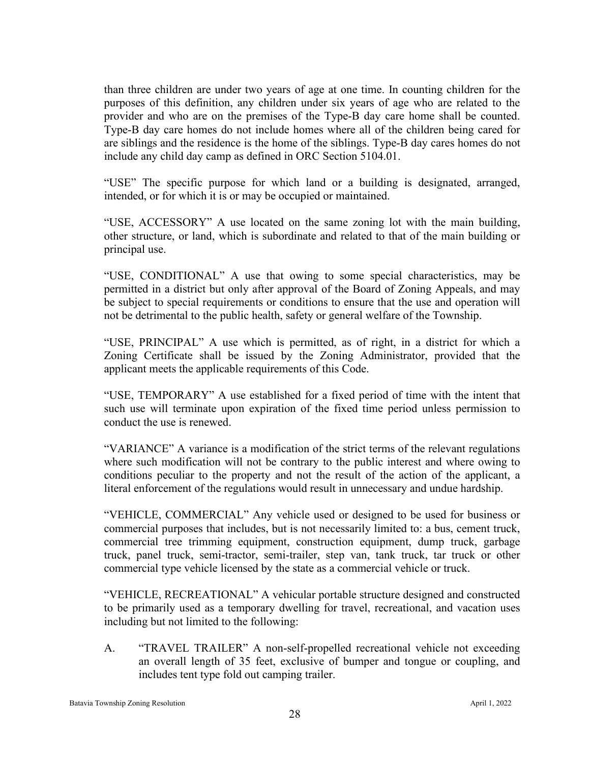than three children are under two years of age at one time. In counting children for the purposes of this definition, any children under six years of age who are related to the provider and who are on the premises of the Type-B day care home shall be counted. Type-B day care homes do not include homes where all of the children being cared for are siblings and the residence is the home of the siblings. Type-B day cares homes do not include any child day camp as defined in ORC Section 5104.01.

"USE" The specific purpose for which land or a building is designated, arranged, intended, or for which it is or may be occupied or maintained.

"USE, ACCESSORY" A use located on the same zoning lot with the main building, other structure, or land, which is subordinate and related to that of the main building or principal use.

"USE, CONDITIONAL" A use that owing to some special characteristics, may be permitted in a district but only after approval of the Board of Zoning Appeals, and may be subject to special requirements or conditions to ensure that the use and operation will not be detrimental to the public health, safety or general welfare of the Township.

"USE, PRINCIPAL" A use which is permitted, as of right, in a district for which a Zoning Certificate shall be issued by the Zoning Administrator, provided that the applicant meets the applicable requirements of this Code.

"USE, TEMPORARY" A use established for a fixed period of time with the intent that such use will terminate upon expiration of the fixed time period unless permission to conduct the use is renewed.

"VARIANCE" A variance is a modification of the strict terms of the relevant regulations where such modification will not be contrary to the public interest and where owing to conditions peculiar to the property and not the result of the action of the applicant, a literal enforcement of the regulations would result in unnecessary and undue hardship.

"VEHICLE, COMMERCIAL" Any vehicle used or designed to be used for business or commercial purposes that includes, but is not necessarily limited to: a bus, cement truck, commercial tree trimming equipment, construction equipment, dump truck, garbage truck, panel truck, semi-tractor, semi-trailer, step van, tank truck, tar truck or other commercial type vehicle licensed by the state as a commercial vehicle or truck.

"VEHICLE, RECREATIONAL" A vehicular portable structure designed and constructed to be primarily used as a temporary dwelling for travel, recreational, and vacation uses including but not limited to the following:

A. "TRAVEL TRAILER" A non-self-propelled recreational vehicle not exceeding an overall length of 35 feet, exclusive of bumper and tongue or coupling, and includes tent type fold out camping trailer.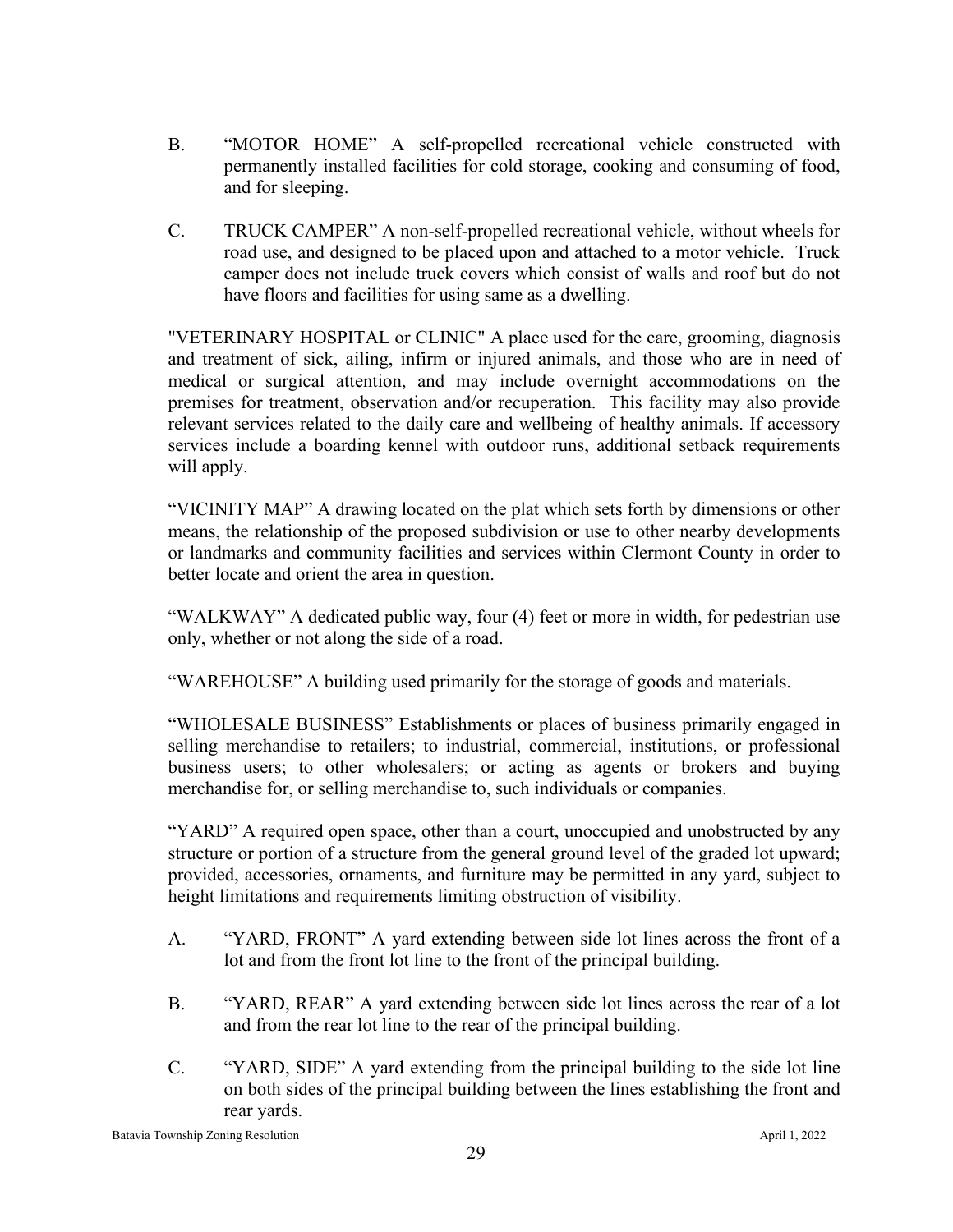B. “MOTOR HOME” A self-propelled recreational vehicle constructed with permanently installed facilities for cold storage, cooking and consuming of food, and for sleeping.

C. TRUCK CAMPER” A non-self-propelled recreational vehicle, without wheels for road use, and designed to be placed upon and attached to a motor vehicle. Truck camper does not include truck covers which consist of walls and roof but do not have floors and facilities for using same as a dwelling.

"VETERINARY HOSPITAL or CLINIC" A place used for the care, grooming, diagnosis and treatment of sick, ailing, infirm or injured animals, and those who are in need of medical or surgical attention, and may include overnight accommodations on the premises for treatment, observation and/or recuperation. This facility may also provide relevant services related to the daily care and wellbeing of healthy animals. If accessory services include a boarding kennel with outdoor runs, additional setback requirements will apply.

“VICINITY MAP” A drawing located on the plat which sets forth by dimensions or other means, the relationship of the proposed subdivision or use to other nearby developments or landmarks and community facilities and services within Clermont County in order to better locate and orient the area in question.

“WALKWAY” A dedicated public way, four (4) feet or more in width, for pedestrian use only, whether or not along the side of a road.

“WAREHOUSE” A building used primarily for the storage of goods and materials.

“WHOLESALE BUSINESS” Establishments or places of business primarily engaged in selling merchandise to retailers; to industrial, commercial, institutions, or professional business users; to other wholesalers; or acting as agents or brokers and buying merchandise for, or selling merchandise to, such individuals or companies.

“YARD” A required open space, other than a court, unoccupied and unobstructed by any structure or portion of a structure from the general ground level of the graded lot upward; provided, accessories, ornaments, and furniture may be permitted in any yard, subject to height limitations and requirements limiting obstruction of visibility.

A. “YARD, FRONT” A yard extending between side lot lines across the front of a lot and from the front lot line to the front of the principal building.

B. “YARD, REAR” A yard extending between side lot lines across the rear of a lot and from the rear lot line to the rear of the principal building.

C. “YARD, SIDE” A yard extending from the principal building to the side lot line on both sides of the principal building between the lines establishing the front and rear yards.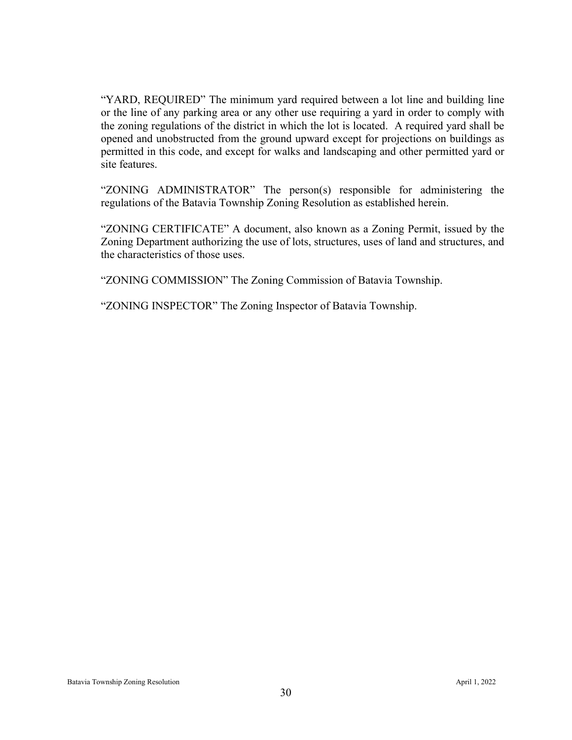"YARD, REQUIRED" The minimum yard required between a lot line and building line or the line of any parking area or any other use requiring a yard in order to comply with the zoning regulations of the district in which the lot is located. A required yard shall be opened and unobstructed from the ground upward except for projections on buildings as permitted in this code, and except for walks and landscaping and other permitted yard or site features.

"ZONING ADMINISTRATOR" The person(s) responsible for administering the regulations of the Batavia Township Zoning Resolution as established herein.

"ZONING CERTIFICATE" A document, also known as a Zoning Permit, issued by the Zoning Department authorizing the use of lots, structures, uses of land and structures, and the characteristics of those uses.

"ZONING COMMISSION" The Zoning Commission of Batavia Township.

"ZONING INSPECTOR" The Zoning Inspector of Batavia Township.